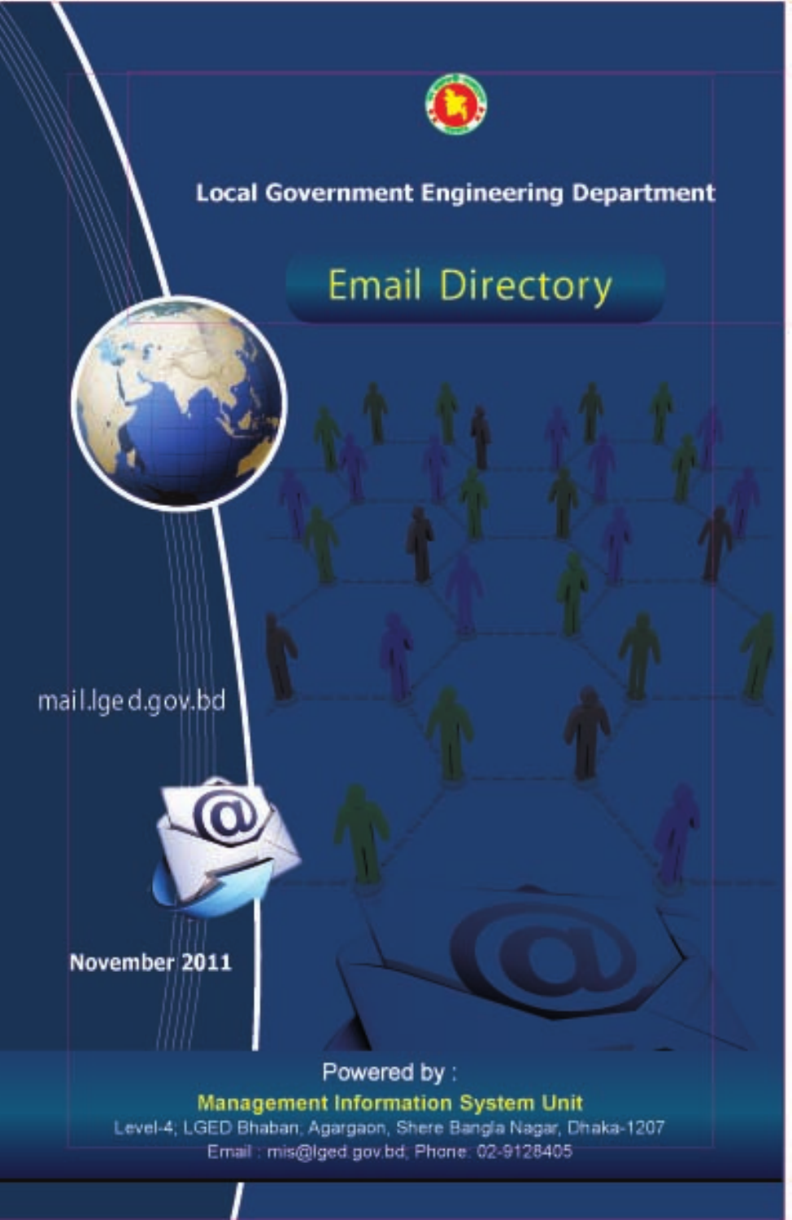# Local Government Engineering Department

## Email Directory

mail.lged.gov.bd

**November 2011**

Powered by :

**Management Information System Unit**

Level-4, LGED Bhaban, Agargaon, Shere Bangla Nagar, Dhaka-1207

Email : mis@lged.gov.bd, Phone: 02-9128405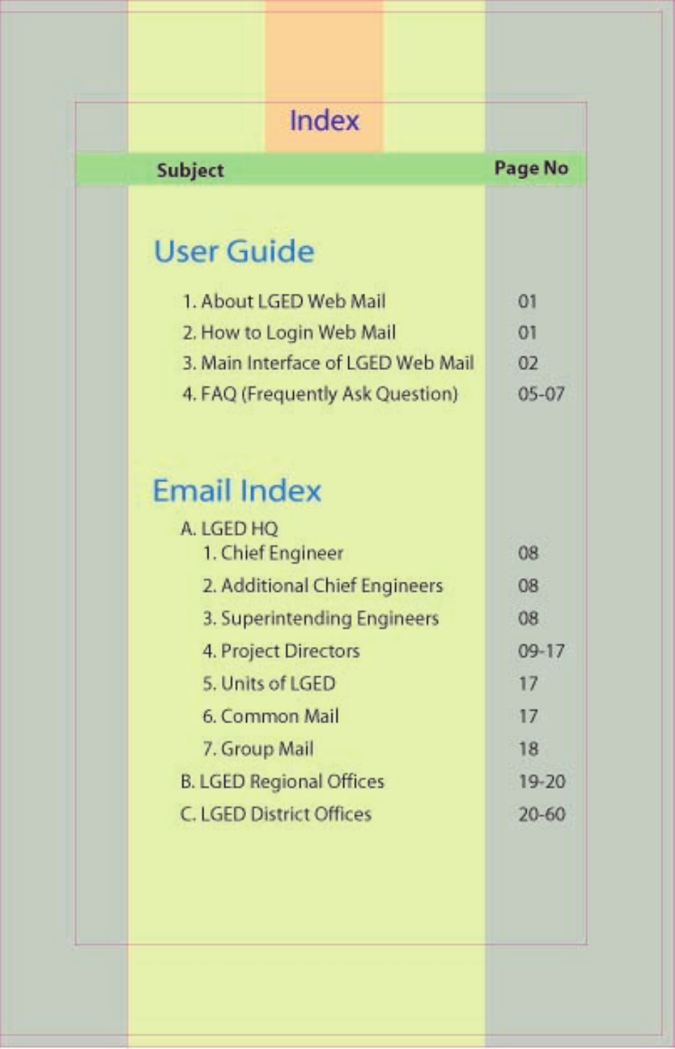# Index

| Subject | Page No |
|---|---|
| **User Guide** | |
| 1. About LGED Web Mail | 01 |
| 2. How to Login Web Mail | 01 |
| 3. Main Interface of LGED Web Mail | 02 |
| 4. FAQ (Frequently Ask Question) | 05-07 |
| **Email Index** | |
| A. LGED HQ | |
| 1. Chief Engineer | 08 |
| 2. Additional Chief Engineers | 08 |
| 3. Superintending Engineers | 08 |
| 4. Project Directors | 09-17 |
| 5. Units of LGED | 17 |
| 6. Common Mail | 17 |
| 7. Group Mail | 18 |
| B. LGED Regional Offices | 19-20 |
| C. LGED District Offices | 20-60 |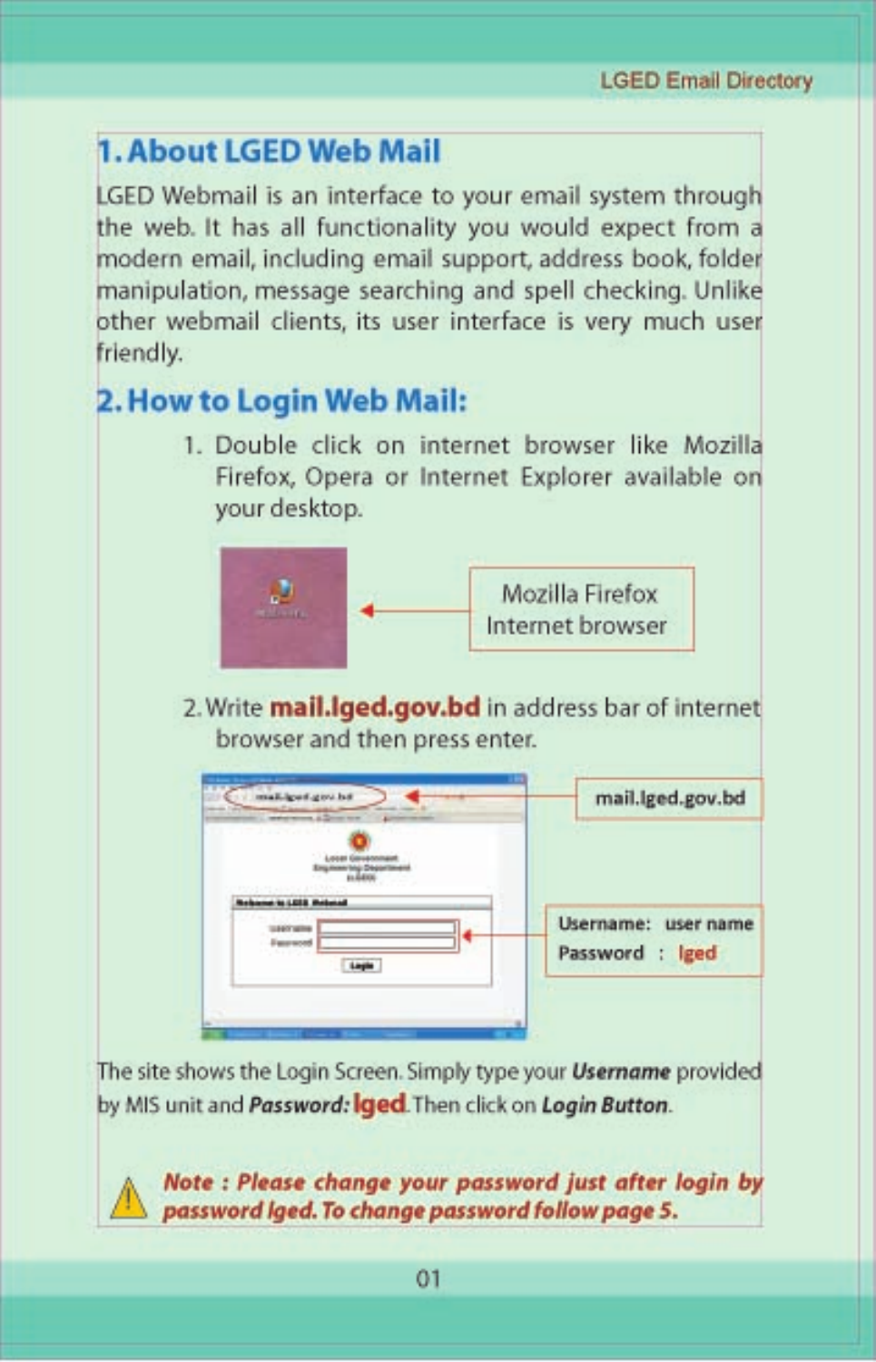## 1. About LGED Web Mail

LGED Webmail is an interface to your email system through the web. It has all functionality you would expect from a modern email, including email support, address book, folder manipulation, message searching and spell checking. Unlike other webmail clients, its user interface is very much user friendly.

## 2. How to Login Web Mail:

1. Double click on internet browser like Mozilla Firefox, Opera or Internet Explorer available on your desktop.

Mozilla Firefox Internet browser

2. Write **mail.lged.gov.bd** in address bar of internet browser and then press enter.

mail.lged.gov.bd

Username: user name
Password : lged

The site shows the Login Screen. Simply type your ***Username*** provided by MIS unit and ***Password:*** **lged**. Then click on ***Login Button***.

***Note : Please change your password just after login by password lged. To change password follow page 5.***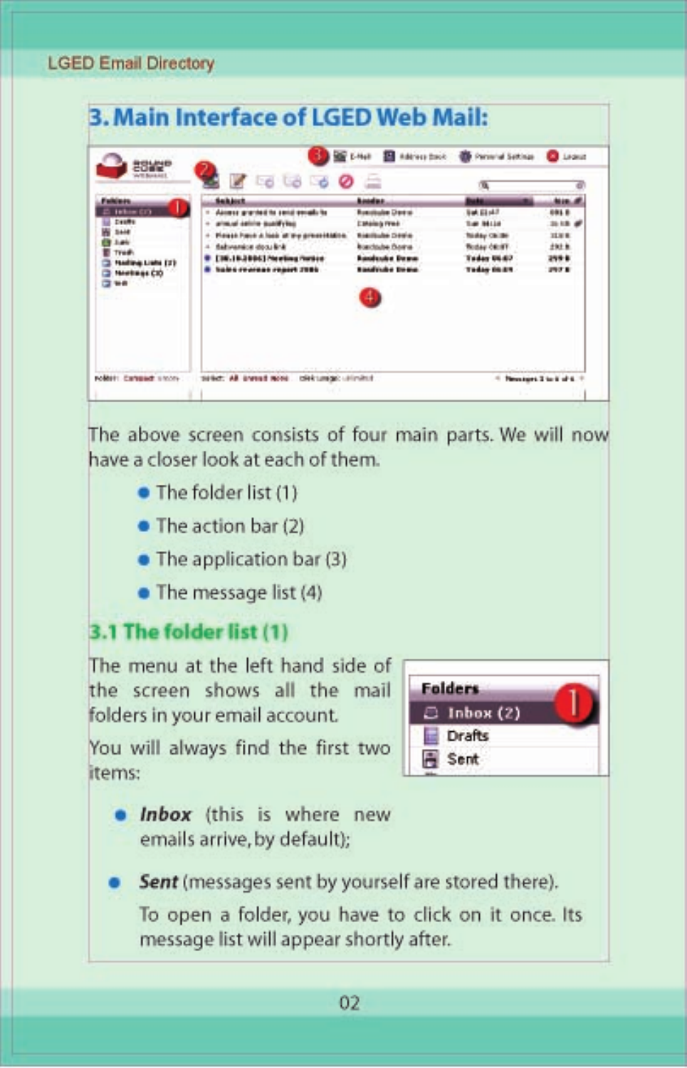## 3. Main Interface of LGED Web Mail:

The above screen consists of four main parts. We will now have a closer look at each of them.

- The folder list (1)
- The action bar (2)
- The application bar (3)
- The message list (4)

### 3.1 The folder list (1)

The menu at the left hand side of the screen shows all the mail folders in your email account.

You will always find the first two items:

- ***Inbox*** (this is where new emails arrive, by default);
- ***Sent*** (messages sent by yourself are stored there).

  To open a folder, you have to click on it once. Its message list will appear shortly after.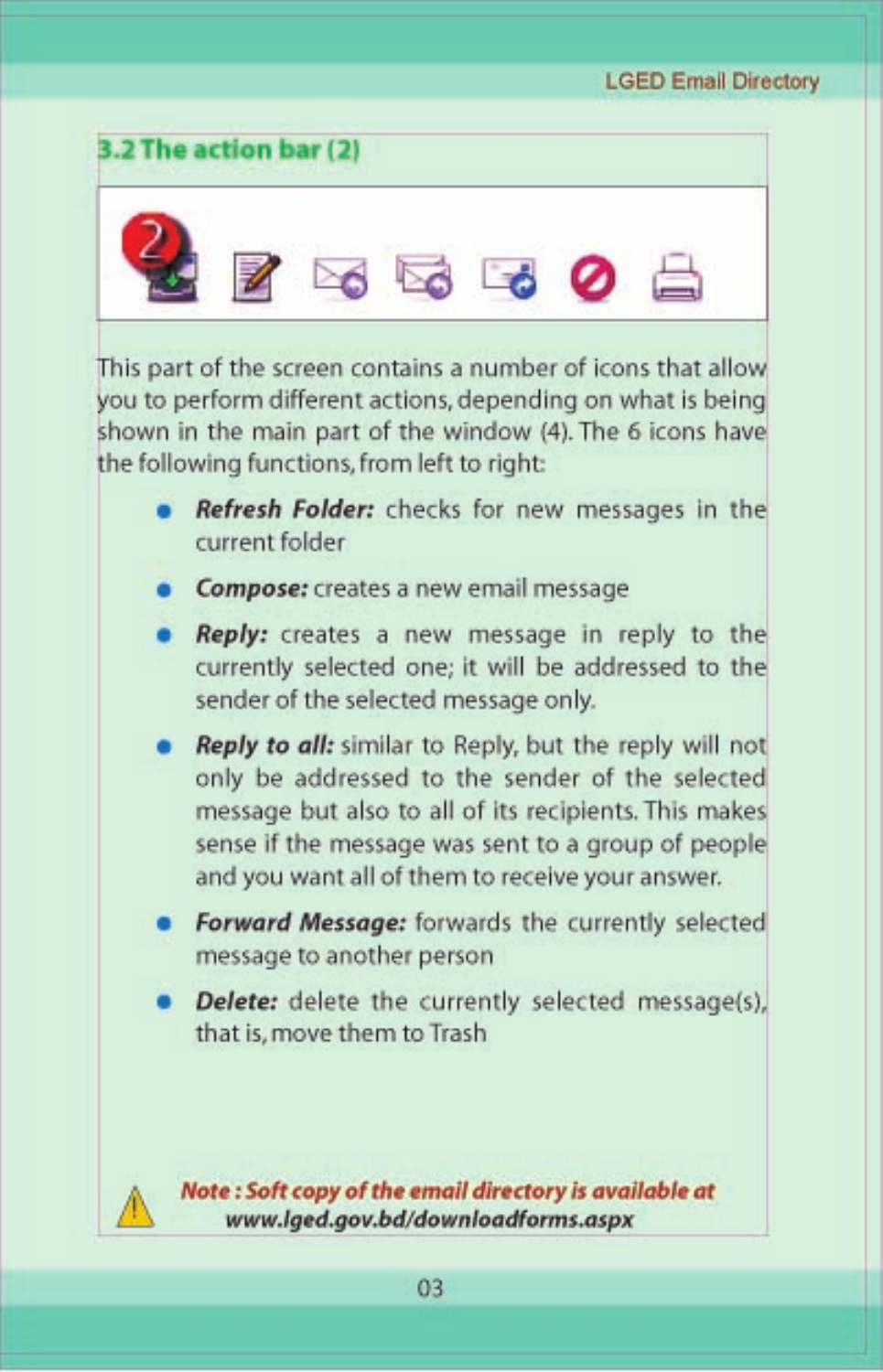## 3.2 The action bar (2)

This part of the screen contains a number of icons that allow you to perform different actions, depending on what is being shown in the main part of the window (4). The 6 icons have the following functions, from left to right:

- ***Refresh Folder:*** checks for new messages in the current folder
- ***Compose:*** creates a new email message
- ***Reply:*** creates a new message in reply to the currently selected one; it will be addressed to the sender of the selected message only.
- ***Reply to all:*** similar to Reply, but the reply will not only be addressed to the sender of the selected message but also to all of its recipients. This makes sense if the message was sent to a group of people and you want all of them to receive your answer.
- ***Forward Message:*** forwards the currently selected message to another person
- ***Delete:*** delete the currently selected message(s), that is, move them to Trash

***Note : Soft copy of the email directory is available at www.lged.gov.bd/downloadforms.aspx***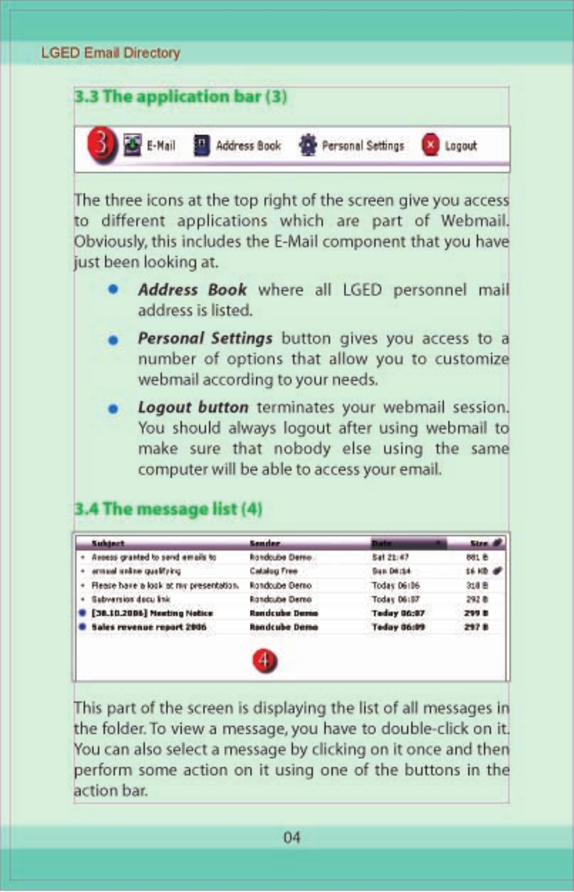## 3.3 The application bar (3)

E-Mail Address Book Personal Settings Logout

The three icons at the top right of the screen give you access to different applications which are part of Webmail. Obviously, this includes the E-Mail component that you have just been looking at.

- ***Address Book*** where all LGED personnel mail address is listed.
- ***Personal Settings*** button gives you access to a number of options that allow you to customize webmail according to your needs.
- ***Logout button*** terminates your webmail session. You should always logout after using webmail to make sure that nobody else using the same computer will be able to access your email.

## 3.4 The message list (4)

| Subject | Sender | Date | Size |
|---|---|---|---|
| Access granted to send emails to | Roundcube Demo | Sat 21:47 | 881 B |
| annual online qualifying | Catalog Free | Sun 04:34 | 16 KB |
| Please have a look at my presentation. | Roundcube Demo | Today 06:06 | 318 B |
| Subversion docu link | Roundcube Demo | Today 06:07 | 292 B |
| **[30.10.2006] Meeting Notice** | **Roundcube Demo** | **Today 06:07** | **299 B** |
| **Sales revenue report 2006** | **Roundcube Demo** | **Today 06:09** | **297 B** |

This part of the screen is displaying the list of all messages in the folder. To view a message, you have to double-click on it. You can also select a message by clicking on it once and then perform some action on it using one of the buttons in the action bar.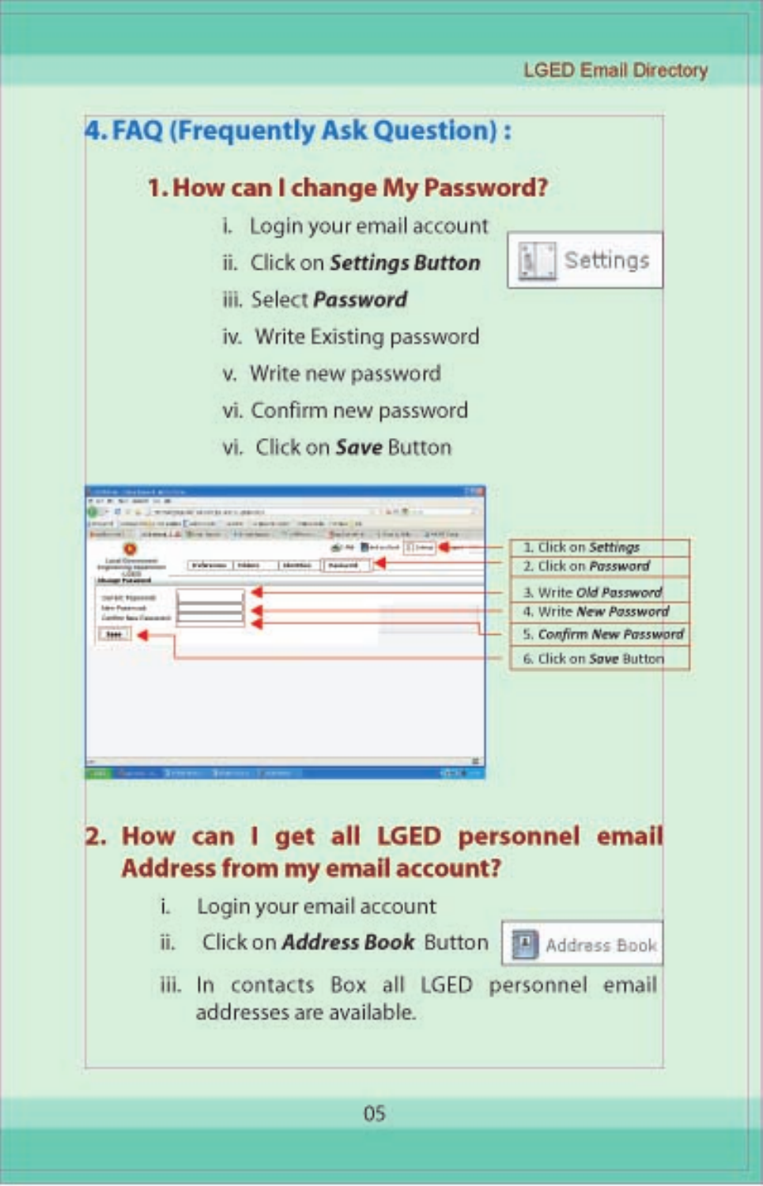## 4. FAQ (Frequently Ask Question) :

### 1. How can I change My Password?

i. Login your email account

ii. Click on ***Settings Button***

iii. Select ***Password***

iv. Write Existing password

v. Write new password

vi. Confirm new password

vi. Click on ***Save*** Button

1. Click on *Settings*
2. Click on *Password*
3. Write *Old Password*
4. Write *New Password*
5. *Confirm New Password*
6. Click on *Save* Button

### 2. How can I get all LGED personnel email Address from my email account?

i. Login your email account

ii. Click on ***Address Book*** Button

iii. In contacts Box all LGED personnel email addresses are available.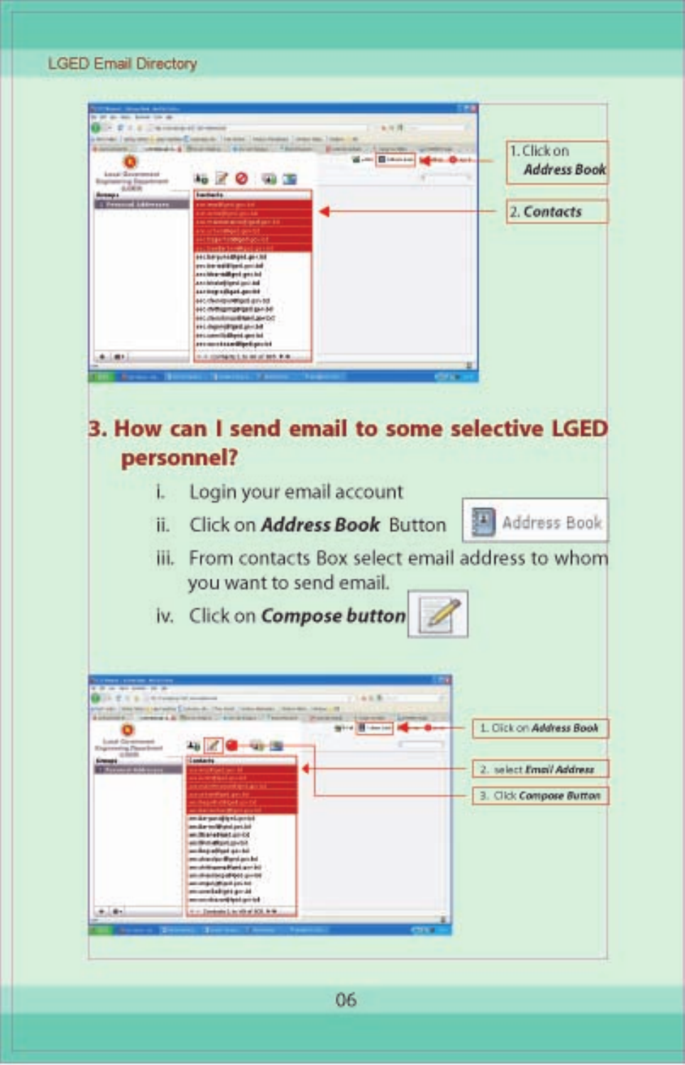1. Click on **Address Book**

2. **Contacts**

## 3. How can I send email to some selective LGED personnel?

i. Login your email account

ii. Click on ***Address Book*** Button Address Book

iii. From contacts Box select email address to whom you want to send email.

iv. Click on ***Compose button***

1. Click on ***Address Book***

2. select ***Email Address***

3. Click ***Compose Button***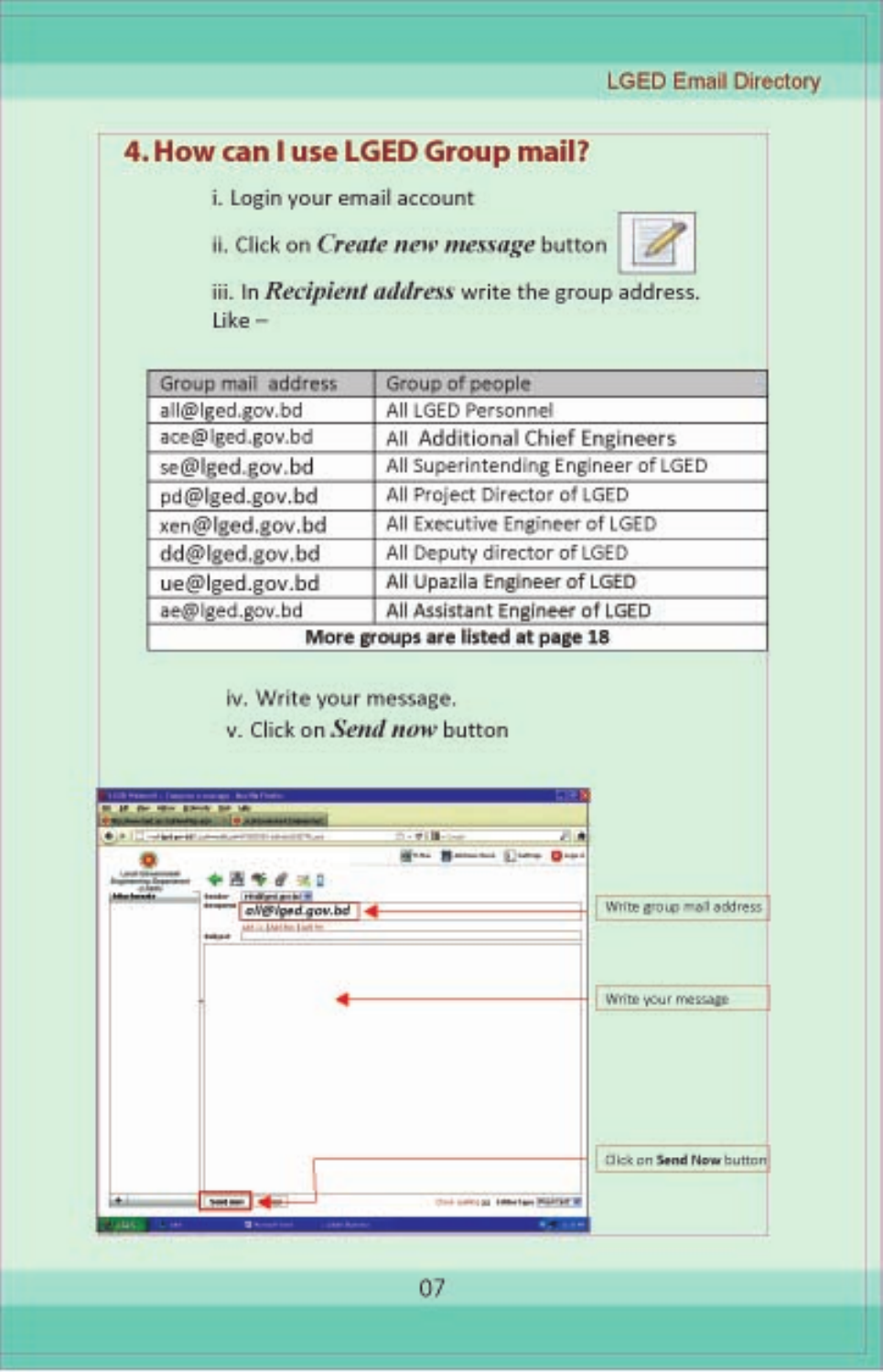## 4. How can I use LGED Group mail?

i. Login your email account

ii. Click on ***Create new message*** button

iii. In ***Recipient address*** write the group address. Like –

| Group mail address | Group of people |
|---|---|
| all@lged.gov.bd | All LGED Personnel |
| ace@lged.gov.bd | All Additional Chief Engineers |
| se@lged.gov.bd | All Superintending Engineer of LGED |
| pd@lged.gov.bd | All Project Director of LGED |
| xen@lged.gov.bd | All Executive Engineer of LGED |
| dd@lged.gov.bd | All Deputy director of LGED |
| ue@lged.gov.bd | All Upazila Engineer of LGED |
| ae@lged.gov.bd | All Assistant Engineer of LGED |
| **More groups are listed at page 18** | |

iv. Write your message.

v. Click on ***Send now*** button

all@lged.gov.bd

Write group mail address

Write your message

Click on **Send Now** button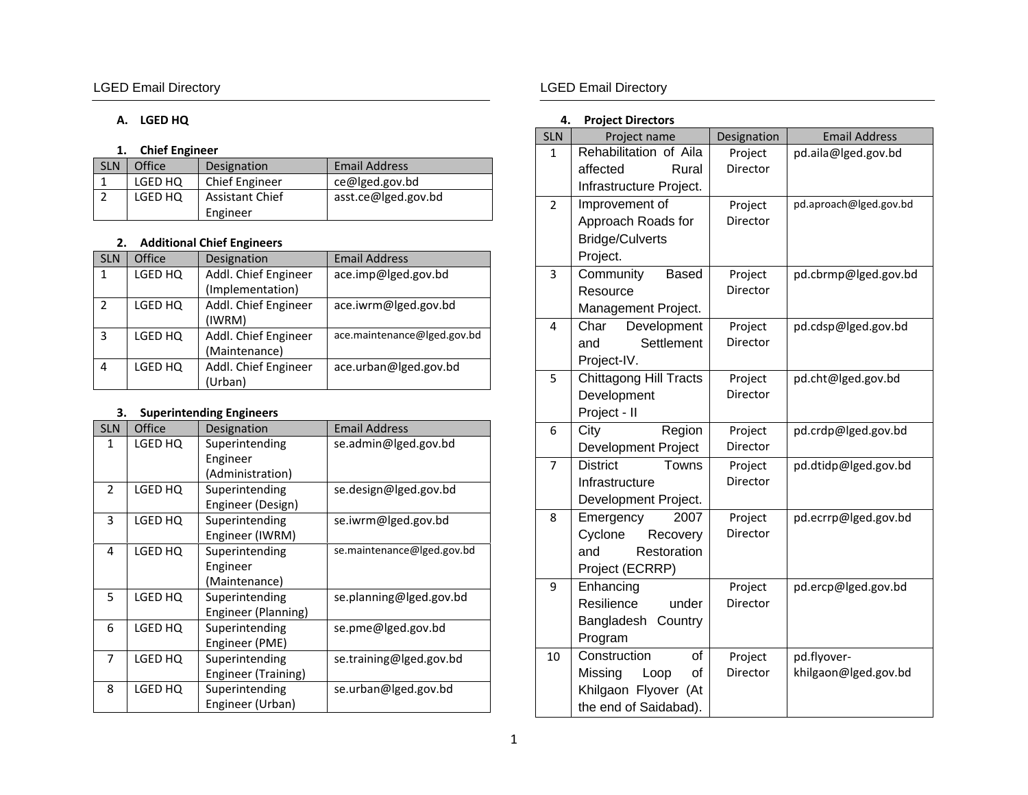## A. LGED HQ

### 1. Chief Engineer

| SLN | Office | Designation | Email Address |
|---|---|---|---|
| 1 | LGED HQ | Chief Engineer | ce@lged.gov.bd |
| 2 | LGED HQ | Assistant Chief Engineer | asst.ce@lged.gov.bd |

### 2. Additional Chief Engineers

| SLN | Office | Designation | Email Address |
|---|---|---|---|
| 1 | LGED HQ | Addl. Chief Engineer (Implementation) | ace.imp@lged.gov.bd |
| 2 | LGED HQ | Addl. Chief Engineer (IWRM) | ace.iwrm@lged.gov.bd |
| 3 | LGED HQ | Addl. Chief Engineer (Maintenance) | ace.maintenance@lged.gov.bd |
| 4 | LGED HQ | Addl. Chief Engineer (Urban) | ace.urban@lged.gov.bd |

### 3. Superintending Engineers

| SLN | Office | Designation | Email Address |
|---|---|---|---|
| 1 | LGED HQ | Superintending Engineer (Administration) | se.admin@lged.gov.bd |
| 2 | LGED HQ | Superintending Engineer (Design) | se.design@lged.gov.bd |
| 3 | LGED HQ | Superintending Engineer (IWRM) | se.iwrm@lged.gov.bd |
| 4 | LGED HQ | Superintending Engineer (Maintenance) | se.maintenance@lged.gov.bd |
| 5 | LGED HQ | Superintending Engineer (Planning) | se.planning@lged.gov.bd |
| 6 | LGED HQ | Superintending Engineer (PME) | se.pme@lged.gov.bd |
| 7 | LGED HQ | Superintending Engineer (Training) | se.training@lged.gov.bd |
| 8 | LGED HQ | Superintending Engineer (Urban) | se.urban@lged.gov.bd |

### 4. Project Directors

| SLN | Project name | Designation | Email Address |
|---|---|---|---|
| 1 | Rehabilitation of Aila affected Rural Infrastructure Project. | Project Director | pd.aila@lged.gov.bd |
| 2 | Improvement of Approach Roads for Bridge/Culverts Project. | Project Director | pd.aproach@lged.gov.bd |
| 3 | Community Based Resource Management Project. | Project Director | pd.cbrmp@lged.gov.bd |
| 4 | Char Development and Settlement Project-IV. | Project Director | pd.cdsp@lged.gov.bd |
| 5 | Chittagong Hill Tracts Development Project - II | Project Director | pd.cht@lged.gov.bd |
| 6 | City Region Development Project | Project Director | pd.crdp@lged.gov.bd |
| 7 | District Towns Infrastructure Development Project. | Project Director | pd.dtidp@lged.gov.bd |
| 8 | Emergency 2007 Cyclone Recovery and Restoration Project (ECRRP) | Project Director | pd.ecrrp@lged.gov.bd |
| 9 | Enhancing Resilience under Bangladesh Country Program | Project Director | pd.ercp@lged.gov.bd |
| 10 | Construction of Missing Loop of Khilgaon Flyover (At the end of Saidabad). | Project Director | pd.flyover-khilgaon@lged.gov.bd |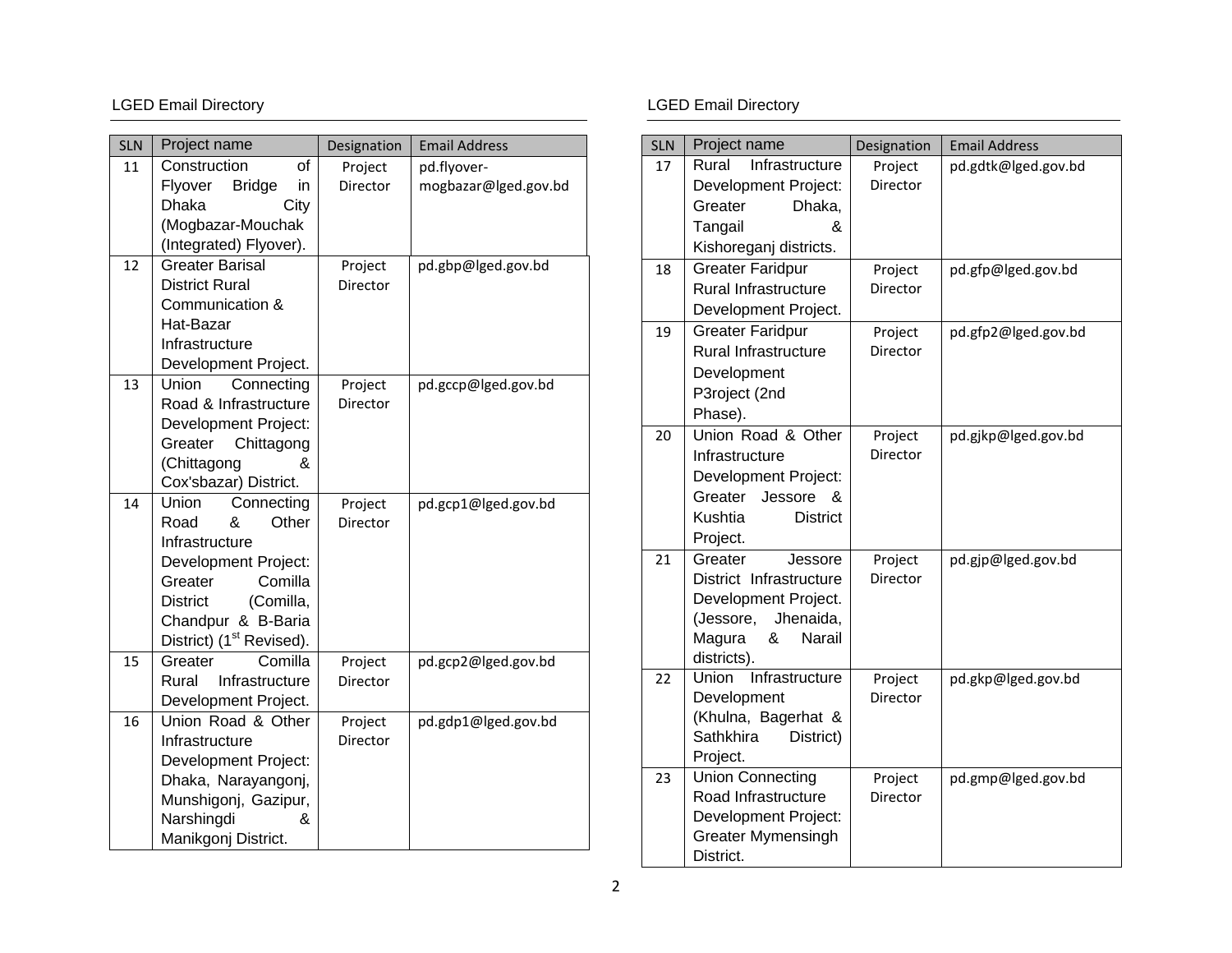| SLN | Project name | Designation | Email Address |
|---|---|---|---|
| 11 | Construction of Flyover Bridge in Dhaka City (Mogbazar-Mouchak (Integrated) Flyover). | Project Director | pd.flyover-mogbazar@lged.gov.bd |
| 12 | Greater Barisal District Rural Communication & Hat-Bazar Infrastructure Development Project. | Project Director | pd.gbp@lged.gov.bd |
| 13 | Union Connecting Road & Infrastructure Development Project: Greater Chittagong (Chittagong & Cox'sbazar) District. | Project Director | pd.gccp@lged.gov.bd |
| 14 | Union Connecting Road & Other Infrastructure Development Project: Greater Comilla District (Comilla, Chandpur & B-Baria District) (1st Revised). | Project Director | pd.gcp1@lged.gov.bd |
| 15 | Greater Comilla Rural Infrastructure Development Project. | Project Director | pd.gcp2@lged.gov.bd |
| 16 | Union Road & Other Infrastructure Development Project: Dhaka, Narayangonj, Munshigonj, Gazipur, Narshingdi & Manikgonj District. | Project Director | pd.gdp1@lged.gov.bd |
| 17 | Rural Infrastructure Development Project: Greater Dhaka, Tangail & Kishoreganj districts. | Project Director | pd.gdtk@lged.gov.bd |
| 18 | Greater Faridpur Rural Infrastructure Development Project. | Project Director | pd.gfp@lged.gov.bd |
| 19 | Greater Faridpur Rural Infrastructure Development P3roject (2nd Phase). | Project Director | pd.gfp2@lged.gov.bd |
| 20 | Union Road & Other Infrastructure Development Project: Greater Jessore & Kushtia District Project. | Project Director | pd.gjkp@lged.gov.bd |
| 21 | Greater Jessore District Infrastructure Development Project. (Jessore, Jhenaida, Magura & Narail districts). | Project Director | pd.gjp@lged.gov.bd |
| 22 | Union Infrastructure Development (Khulna, Bagerhat & Sathkhira District) Project. | Project Director | pd.gkp@lged.gov.bd |
| 23 | Union Connecting Road Infrastructure Development Project: Greater Mymensingh District. | Project Director | pd.gmp@lged.gov.bd |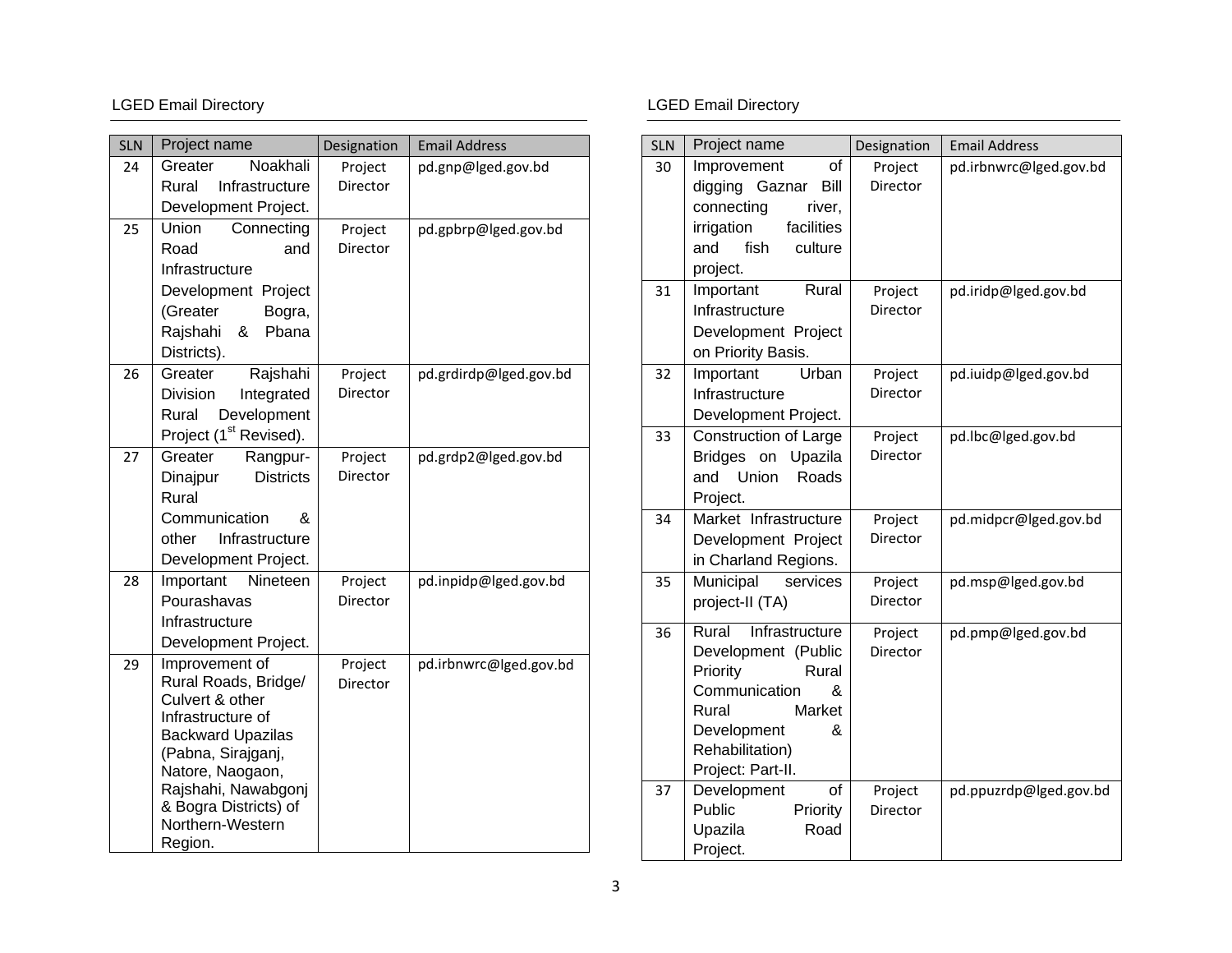| SLN | Project name | Designation | Email Address |
| --- | --- | --- | --- |
| 24 | Greater Noakhali Rural Infrastructure Development Project. | Project Director | pd.gnp@lged.gov.bd |
| 25 | Union Connecting Road and Infrastructure Development Project (Greater Bogra, Rajshahi & Pbana Districts). | Project Director | pd.gpbrp@lged.gov.bd |
| 26 | Greater Rajshahi Division Integrated Rural Development Project (1st Revised). | Project Director | pd.grdirdp@lged.gov.bd |
| 27 | Greater Rangpur-Dinajpur Districts Rural Communication & other Infrastructure Development Project. | Project Director | pd.grdp2@lged.gov.bd |
| 28 | Important Nineteen Pourashavas Infrastructure Development Project. | Project Director | pd.inpidp@lged.gov.bd |
| 29 | Improvement of Rural Roads, Bridge/ Culvert & other Infrastructure of Backward Upazilas (Pabna, Sirajganj, Natore, Naogaon, Rajshahi, Nawabgonj & Bogra Districts) of Northern-Western Region. | Project Director | pd.irbnwrc@lged.gov.bd |
| 30 | Improvement of digging Gaznar Bill connecting river, irrigation facilities and fish culture project. | Project Director | pd.irbnwrc@lged.gov.bd |
| 31 | Important Rural Infrastructure Development Project on Priority Basis. | Project Director | pd.iridp@lged.gov.bd |
| 32 | Important Urban Infrastructure Development Project. | Project Director | pd.iuidp@lged.gov.bd |
| 33 | Construction of Large Bridges on Upazila and Union Roads Project. | Project Director | pd.lbc@lged.gov.bd |
| 34 | Market Infrastructure Development Project in Charland Regions. | Project Director | pd.midpcr@lged.gov.bd |
| 35 | Municipal services project-II (TA) | Project Director | pd.msp@lged.gov.bd |
| 36 | Rural Infrastructure Development (Public Priority Rural Communication & Rural Market Development & Rehabilitation) Project: Part-II. | Project Director | pd.pmp@lged.gov.bd |
| 37 | Development of Public Priority Upazila Road Project. | Project Director | pd.ppuzrdp@lged.gov.bd |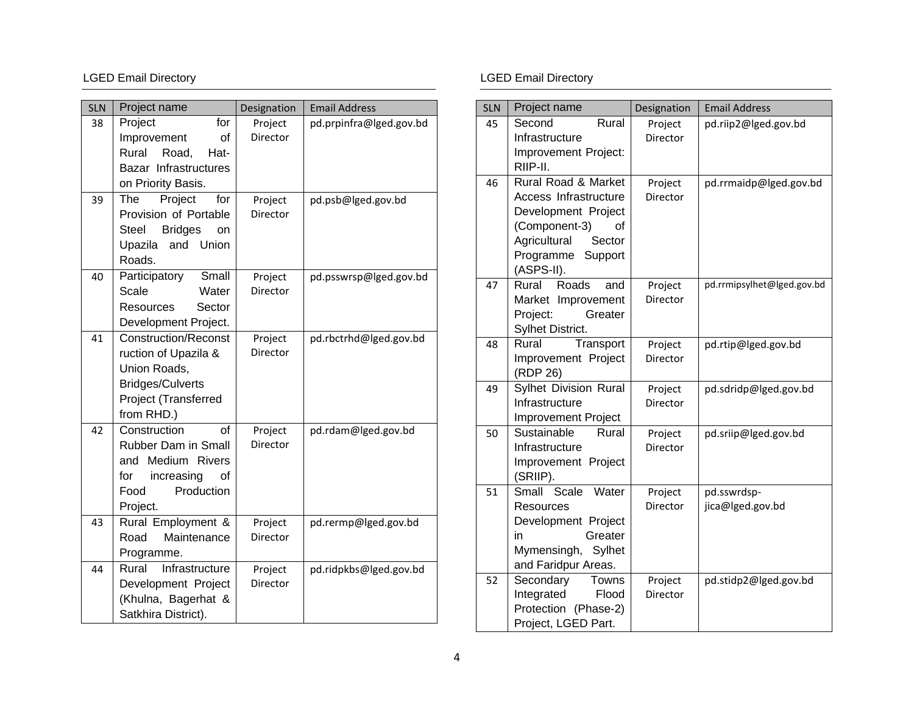| SLN | Project name | Designation | Email Address |
|---|---|---|---|
| 38 | Project for Improvement of Rural Road, Hat-Bazar Infrastructures on Priority Basis. | Project Director | pd.prpinfra@lged.gov.bd |
| 39 | The Project for Provision of Portable Steel Bridges on Upazila and Union Roads. | Project Director | pd.psb@lged.gov.bd |
| 40 | Participatory Small Scale Water Resources Sector Development Project. | Project Director | pd.psswrsp@lged.gov.bd |
| 41 | Construction/Reconstruction of Upazila & Union Roads, Bridges/Culverts Project (Transferred from RHD.) | Project Director | pd.rbctrhd@lged.gov.bd |
| 42 | Construction of Rubber Dam in Small and Medium Rivers for increasing of Food Production Project. | Project Director | pd.rdam@lged.gov.bd |
| 43 | Rural Employment & Road Maintenance Programme. | Project Director | pd.rermp@lged.gov.bd |
| 44 | Rural Infrastructure Development Project (Khulna, Bagerhat & Satkhira District). | Project Director | pd.ridpkbs@lged.gov.bd |
| 45 | Second Rural Infrastructure Improvement Project: RIIP-II. | Project Director | pd.riip2@lged.gov.bd |
| 46 | Rural Road & Market Access Infrastructure Development Project (Component-3) of Agricultural Sector Programme Support (ASPS-II). | Project Director | pd.rrmaidp@lged.gov.bd |
| 47 | Rural Roads and Market Improvement Project: Greater Sylhet District. | Project Director | pd.rrmipsylhet@lged.gov.bd |
| 48 | Rural Transport Improvement Project (RDP 26) | Project Director | pd.rtip@lged.gov.bd |
| 49 | Sylhet Division Rural Infrastructure Improvement Project | Project Director | pd.sdridp@lged.gov.bd |
| 50 | Sustainable Rural Infrastructure Improvement Project (SRIIP). | Project Director | pd.sriip@lged.gov.bd |
| 51 | Small Scale Water Resources Development Project in Greater Mymensingh, Sylhet and Faridpur Areas. | Project Director | pd.sswrdsp-jica@lged.gov.bd |
| 52 | Secondary Towns Integrated Flood Protection (Phase-2) Project, LGED Part. | Project Director | pd.stidp2@lged.gov.bd |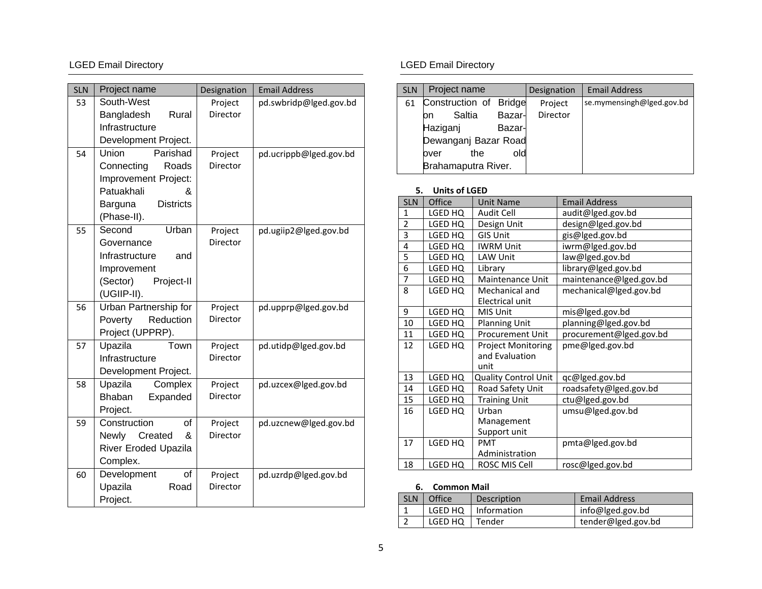| SLN | Project name | Designation | Email Address |
| --- | --- | --- | --- |
| 53 | South-West Bangladesh Rural Infrastructure Development Project. | Project Director | pd.swbridp@lged.gov.bd |
| 54 | Union Parishad Connecting Roads Improvement Project: Patuakhali & Barguna Districts (Phase-II). | Project Director | pd.ucrippb@lged.gov.bd |
| 55 | Second Urban Governance Infrastructure and Improvement (Sector) Project-II (UGIIP-II). | Project Director | pd.ugiip2@lged.gov.bd |
| 56 | Urban Partnership for Poverty Reduction Project (UPPRP). | Project Director | pd.upprp@lged.gov.bd |
| 57 | Upazila Town Infrastructure Development Project. | Project Director | pd.utidp@lged.gov.bd |
| 58 | Upazila Complex Bhaban Expanded Project. | Project Director | pd.uzcex@lged.gov.bd |
| 59 | Construction of Newly Created & River Eroded Upazila Complex. | Project Director | pd.uzcnew@lged.gov.bd |
| 60 | Development of Upazila Road Project. | Project Director | pd.uzrdp@lged.gov.bd |
| 61 | Construction of Bridge on Saltia Bazar-Haziganj Bazar-Dewanganj Bazar Road over the old Brahamaputra River. | Project Director | se.mymensingh@lged.gov.bd |

**5. Units of LGED**

| SLN | Office | Unit Name | Email Address |
| --- | --- | --- | --- |
| 1 | LGED HQ | Audit Cell | audit@lged.gov.bd |
| 2 | LGED HQ | Design Unit | design@lged.gov.bd |
| 3 | LGED HQ | GIS Unit | gis@lged.gov.bd |
| 4 | LGED HQ | IWRM Unit | iwrm@lged.gov.bd |
| 5 | LGED HQ | LAW Unit | law@lged.gov.bd |
| 6 | LGED HQ | Library | library@lged.gov.bd |
| 7 | LGED HQ | Maintenance Unit | maintenance@lged.gov.bd |
| 8 | LGED HQ | Mechanical and Electrical unit | mechanical@lged.gov.bd |
| 9 | LGED HQ | MIS Unit | mis@lged.gov.bd |
| 10 | LGED HQ | Planning Unit | planning@lged.gov.bd |
| 11 | LGED HQ | Procurement Unit | procurement@lged.gov.bd |
| 12 | LGED HQ | Project Monitoring and Evaluation unit | pme@lged.gov.bd |
| 13 | LGED HQ | Quality Control Unit | qc@lged.gov.bd |
| 14 | LGED HQ | Road Safety Unit | roadsafety@lged.gov.bd |
| 15 | LGED HQ | Training Unit | ctu@lged.gov.bd |
| 16 | LGED HQ | Urban Management Support unit | umsu@lged.gov.bd |
| 17 | LGED HQ | PMT Administration | pmta@lged.gov.bd |
| 18 | LGED HQ | ROSC MIS Cell | rosc@lged.gov.bd |

**6. Common Mail**

| SLN | Office | Description | Email Address |
| --- | --- | --- | --- |
| 1 | LGED HQ | Information | info@lged.gov.bd |
| 2 | LGED HQ | Tender | tender@lged.gov.bd |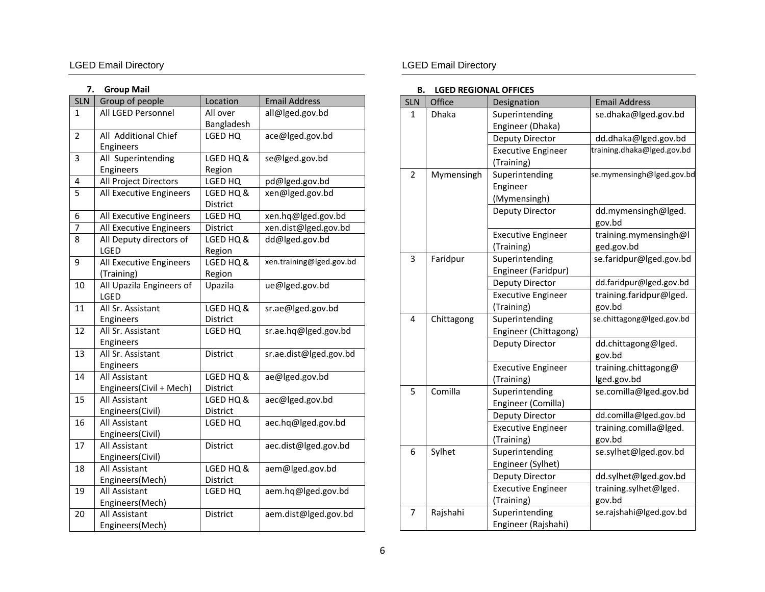### 7. Group Mail

| SLN | Group of people | Location | Email Address |
|---|---|---|---|
| 1 | All LGED Personnel | All over Bangladesh | all@lged.gov.bd |
| 2 | All Additional Chief Engineers | LGED HQ | ace@lged.gov.bd |
| 3 | All Superintending Engineers | LGED HQ & Region | se@lged.gov.bd |
| 4 | All Project Directors | LGED HQ | pd@lged.gov.bd |
| 5 | All Executive Engineers | LGED HQ & District | xen@lged.gov.bd |
| 6 | All Executive Engineers | LGED HQ | xen.hq@lged.gov.bd |
| 7 | All Executive Engineers | District | xen.dist@lged.gov.bd |
| 8 | All Deputy directors of LGED | LGED HQ & Region | dd@lged.gov.bd |
| 9 | All Executive Engineers (Training) | LGED HQ & Region | xen.training@lged.gov.bd |
| 10 | All Upazila Engineers of LGED | Upazila | ue@lged.gov.bd |
| 11 | All Sr. Assistant Engineers | LGED HQ & District | sr.ae@lged.gov.bd |
| 12 | All Sr. Assistant Engineers | LGED HQ | sr.ae.hq@lged.gov.bd |
| 13 | All Sr. Assistant Engineers | District | sr.ae.dist@lged.gov.bd |
| 14 | All Assistant Engineers(Civil + Mech) | LGED HQ & District | ae@lged.gov.bd |
| 15 | All Assistant Engineers(Civil) | LGED HQ & District | aec@lged.gov.bd |
| 16 | All Assistant Engineers(Civil) | LGED HQ | aec.hq@lged.gov.bd |
| 17 | All Assistant Engineers(Civil) | District | aec.dist@lged.gov.bd |
| 18 | All Assistant Engineers(Mech) | LGED HQ & District | aem@lged.gov.bd |
| 19 | All Assistant Engineers(Mech) | LGED HQ | aem.hq@lged.gov.bd |
| 20 | All Assistant Engineers(Mech) | District | aem.dist@lged.gov.bd |

### B. LGED REGIONAL OFFICES

| SLN | Office | Designation | Email Address |
|---|---|---|---|
| 1 | Dhaka | Superintending Engineer (Dhaka) | se.dhaka@lged.gov.bd |
| | | Deputy Director | dd.dhaka@lged.gov.bd |
| | | Executive Engineer (Training) | training.dhaka@lged.gov.bd |
| 2 | Mymensingh | Superintending Engineer (Mymensingh) | se.mymensingh@lged.gov.bd |
| | | Deputy Director | dd.mymensingh@lged.gov.bd |
| | | Executive Engineer (Training) | training.mymensingh@lged.gov.bd |
| 3 | Faridpur | Superintending Engineer (Faridpur) | se.faridpur@lged.gov.bd |
| | | Deputy Director | dd.faridpur@lged.gov.bd |
| | | Executive Engineer (Training) | training.faridpur@lged.gov.bd |
| 4 | Chittagong | Superintending Engineer (Chittagong) | se.chittagong@lged.gov.bd |
| | | Deputy Director | dd.chittagong@lged.gov.bd |
| | | Executive Engineer (Training) | training.chittagong@lged.gov.bd |
| 5 | Comilla | Superintending Engineer (Comilla) | se.comilla@lged.gov.bd |
| | | Deputy Director | dd.comilla@lged.gov.bd |
| | | Executive Engineer (Training) | training.comilla@lged.gov.bd |
| 6 | Sylhet | Superintending Engineer (Sylhet) | se.sylhet@lged.gov.bd |
| | | Deputy Director | dd.sylhet@lged.gov.bd |
| | | Executive Engineer (Training) | training.sylhet@lged.gov.bd |
| 7 | Rajshahi | Superintending Engineer (Rajshahi) | se.rajshahi@lged.gov.bd |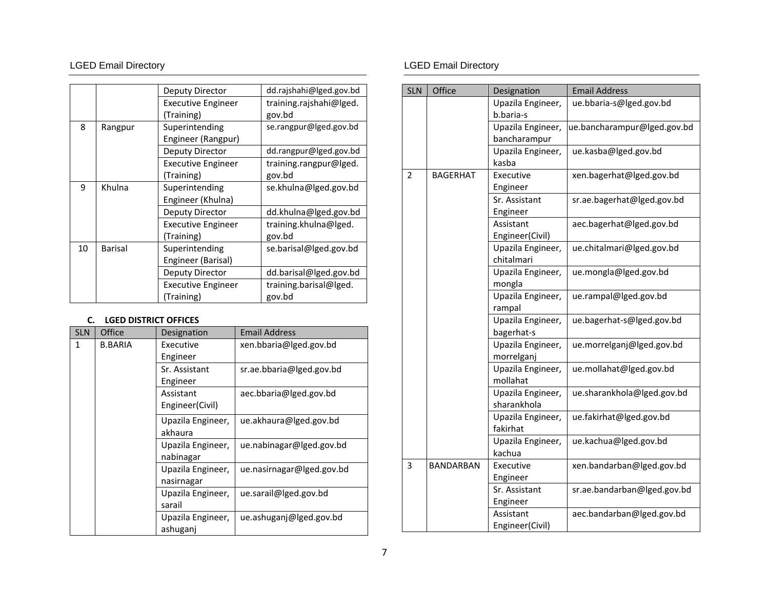| | | Deputy Director | dd.rajshahi@lged.gov.bd |
|---|---|---|---|
| | | Executive Engineer (Training) | training.rajshahi@lged.gov.bd |
| 8 | Rangpur | Superintending Engineer (Rangpur) | se.rangpur@lged.gov.bd |
| | | Deputy Director | dd.rangpur@lged.gov.bd |
| | | Executive Engineer (Training) | training.rangpur@lged.gov.bd |
| 9 | Khulna | Superintending Engineer (Khulna) | se.khulna@lged.gov.bd |
| | | Deputy Director | dd.khulna@lged.gov.bd |
| | | Executive Engineer (Training) | training.khulna@lged.gov.bd |
| 10 | Barisal | Superintending Engineer (Barisal) | se.barisal@lged.gov.bd |
| | | Deputy Director | dd.barisal@lged.gov.bd |
| | | Executive Engineer (Training) | training.barisal@lged.gov.bd |

**C. LGED DISTRICT OFFICES**

| SLN | Office | Designation | Email Address |
|---|---|---|---|
| 1 | B.BARIA | Executive Engineer | xen.bbaria@lged.gov.bd |
| | | Sr. Assistant Engineer | sr.ae.bbaria@lged.gov.bd |
| | | Assistant Engineer(Civil) | aec.bbaria@lged.gov.bd |
| | | Upazila Engineer, akhaura | ue.akhaura@lged.gov.bd |
| | | Upazila Engineer, nabinagar | ue.nabinagar@lged.gov.bd |
| | | Upazila Engineer, nasirnagar | ue.nasirnagar@lged.gov.bd |
| | | Upazila Engineer, sarail | ue.sarail@lged.gov.bd |
| | | Upazila Engineer, ashuganj | ue.ashuganj@lged.gov.bd |
| | | Upazila Engineer, b.baria-s | ue.bbaria-s@lged.gov.bd |
| | | Upazila Engineer, bancharampur | ue.bancharampur@lged.gov.bd |
| | | Upazila Engineer, kasba | ue.kasba@lged.gov.bd |
| 2 | BAGERHAT | Executive Engineer | xen.bagerhat@lged.gov.bd |
| | | Sr. Assistant Engineer | sr.ae.bagerhat@lged.gov.bd |
| | | Assistant Engineer(Civil) | aec.bagerhat@lged.gov.bd |
| | | Upazila Engineer, chitalmari | ue.chitalmari@lged.gov.bd |
| | | Upazila Engineer, mongla | ue.mongla@lged.gov.bd |
| | | Upazila Engineer, rampal | ue.rampal@lged.gov.bd |
| | | Upazila Engineer, bagerhat-s | ue.bagerhat-s@lged.gov.bd |
| | | Upazila Engineer, morrelganj | ue.morrelganj@lged.gov.bd |
| | | Upazila Engineer, mollahat | ue.mollahat@lged.gov.bd |
| | | Upazila Engineer, sharankhola | ue.sharankhola@lged.gov.bd |
| | | Upazila Engineer, fakirhat | ue.fakirhat@lged.gov.bd |
| | | Upazila Engineer, kachua | ue.kachua@lged.gov.bd |
| 3 | BANDARBAN | Executive Engineer | xen.bandarban@lged.gov.bd |
| | | Sr. Assistant Engineer | sr.ae.bandarban@lged.gov.bd |
| | | Assistant Engineer(Civil) | aec.bandarban@lged.gov.bd |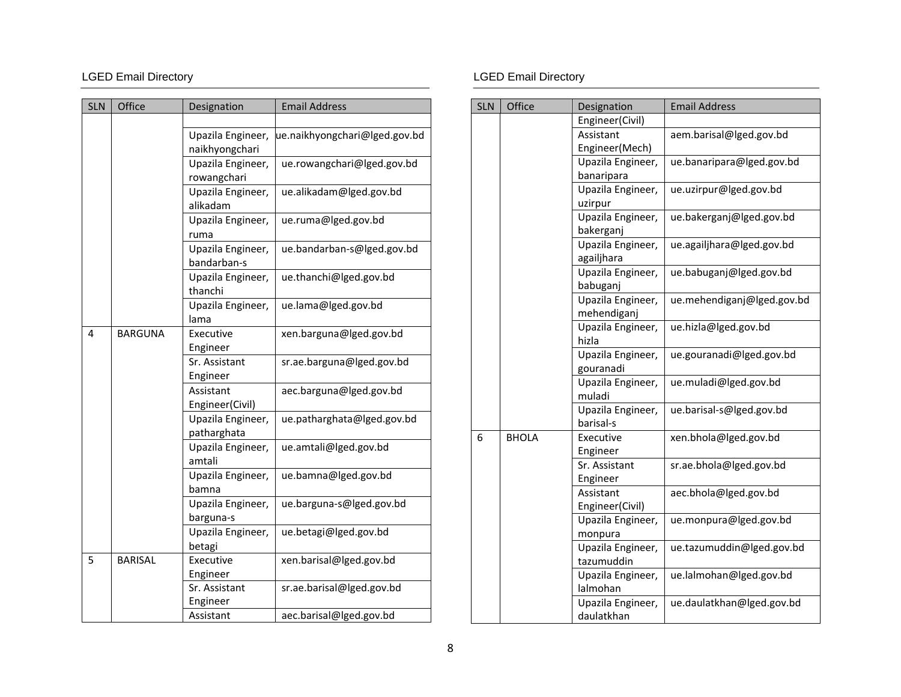| SLN | Office | Designation | Email Address |
|---|---|---|---|
| | | | |
| | | Upazila Engineer, naikhyongchari | ue.naikhyongchari@lged.gov.bd |
| | | Upazila Engineer, rowangchari | ue.rowangchari@lged.gov.bd |
| | | Upazila Engineer, alikadam | ue.alikadam@lged.gov.bd |
| | | Upazila Engineer, ruma | ue.ruma@lged.gov.bd |
| | | Upazila Engineer, bandarban-s | ue.bandarban-s@lged.gov.bd |
| | | Upazila Engineer, thanchi | ue.thanchi@lged.gov.bd |
| | | Upazila Engineer, lama | ue.lama@lged.gov.bd |
| 4 | BARGUNA | Executive Engineer | xen.barguna@lged.gov.bd |
| | | Sr. Assistant Engineer | sr.ae.barguna@lged.gov.bd |
| | | Assistant Engineer(Civil) | aec.barguna@lged.gov.bd |
| | | Upazila Engineer, patharghata | ue.patharghata@lged.gov.bd |
| | | Upazila Engineer, amtali | ue.amtali@lged.gov.bd |
| | | Upazila Engineer, bamna | ue.bamna@lged.gov.bd |
| | | Upazila Engineer, barguna-s | ue.barguna-s@lged.gov.bd |
| | | Upazila Engineer, betagi | ue.betagi@lged.gov.bd |
| 5 | BARISAL | Executive Engineer | xen.barisal@lged.gov.bd |
| | | Sr. Assistant Engineer | sr.ae.barisal@lged.gov.bd |
| | | Assistant Engineer(Civil) | aec.barisal@lged.gov.bd |
| | | Assistant Engineer(Mech) | aem.barisal@lged.gov.bd |
| | | Upazila Engineer, banaripara | ue.banaripara@lged.gov.bd |
| | | Upazila Engineer, uzirpur | ue.uzirpur@lged.gov.bd |
| | | Upazila Engineer, bakerganj | ue.bakerganj@lged.gov.bd |
| | | Upazila Engineer, agailjhara | ue.agailjhara@lged.gov.bd |
| | | Upazila Engineer, babuganj | ue.babuganj@lged.gov.bd |
| | | Upazila Engineer, mehendiganj | ue.mehendiganj@lged.gov.bd |
| | | Upazila Engineer, hizla | ue.hizla@lged.gov.bd |
| | | Upazila Engineer, gouranadi | ue.gouranadi@lged.gov.bd |
| | | Upazila Engineer, muladi | ue.muladi@lged.gov.bd |
| | | Upazila Engineer, barisal-s | ue.barisal-s@lged.gov.bd |
| 6 | BHOLA | Executive Engineer | xen.bhola@lged.gov.bd |
| | | Sr. Assistant Engineer | sr.ae.bhola@lged.gov.bd |
| | | Assistant Engineer(Civil) | aec.bhola@lged.gov.bd |
| | | Upazila Engineer, monpura | ue.monpura@lged.gov.bd |
| | | Upazila Engineer, tazumuddin | ue.tazumuddin@lged.gov.bd |
| | | Upazila Engineer, lalmohan | ue.lalmohan@lged.gov.bd |
| | | Upazila Engineer, daulatkhan | ue.daulatkhan@lged.gov.bd |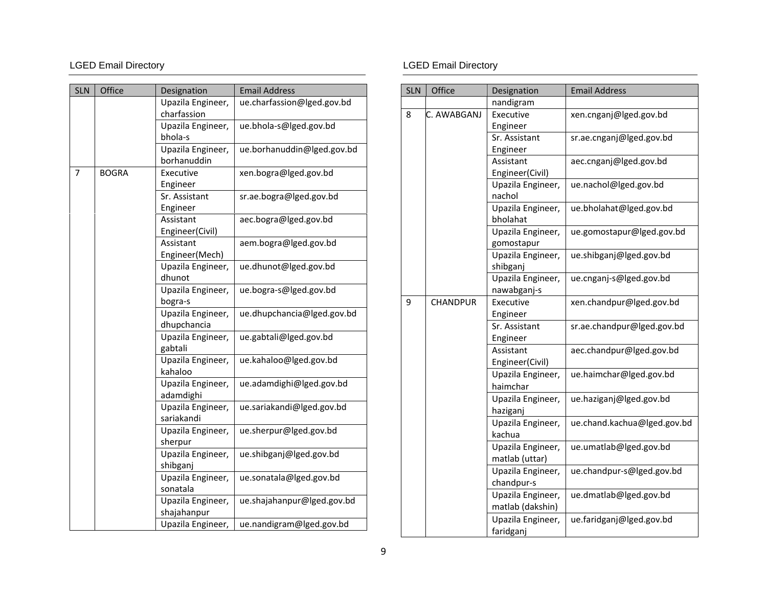LGED Email Directory

| SLN | Office | Designation | Email Address |
|---|---|---|---|
| | | Upazila Engineer, charfassion | ue.charfassion@lged.gov.bd |
| | | Upazila Engineer, bhola-s | ue.bhola-s@lged.gov.bd |
| | | Upazila Engineer, borhanuddin | ue.borhanuddin@lged.gov.bd |
| 7 | BOGRA | Executive Engineer | xen.bogra@lged.gov.bd |
| | | Sr. Assistant Engineer | sr.ae.bogra@lged.gov.bd |
| | | Assistant Engineer(Civil) | aec.bogra@lged.gov.bd |
| | | Assistant Engineer(Mech) | aem.bogra@lged.gov.bd |
| | | Upazila Engineer, dhunot | ue.dhunot@lged.gov.bd |
| | | Upazila Engineer, bogra-s | ue.bogra-s@lged.gov.bd |
| | | Upazila Engineer, dhupchancia | ue.dhupchancia@lged.gov.bd |
| | | Upazila Engineer, gabtali | ue.gabtali@lged.gov.bd |
| | | Upazila Engineer, kahaloo | ue.kahaloo@lged.gov.bd |
| | | Upazila Engineer, adamdighi | ue.adamdighi@lged.gov.bd |
| | | Upazila Engineer, sariakandi | ue.sariakandi@lged.gov.bd |
| | | Upazila Engineer, sherpur | ue.sherpur@lged.gov.bd |
| | | Upazila Engineer, shibganj | ue.shibganj@lged.gov.bd |
| | | Upazila Engineer, sonatala | ue.sonatala@lged.gov.bd |
| | | Upazila Engineer, shajahanpur | ue.shajahanpur@lged.gov.bd |
| | | Upazila Engineer, nandigram | ue.nandigram@lged.gov.bd |
| 8 | C. AWABGANJ | Executive Engineer | xen.cnganj@lged.gov.bd |
| | | Sr. Assistant Engineer | sr.ae.cnganj@lged.gov.bd |
| | | Assistant Engineer(Civil) | aec.cnganj@lged.gov.bd |
| | | Upazila Engineer, nachol | ue.nachol@lged.gov.bd |
| | | Upazila Engineer, bholahat | ue.bholahat@lged.gov.bd |
| | | Upazila Engineer, gomostapur | ue.gomostapur@lged.gov.bd |
| | | Upazila Engineer, shibganj | ue.shibganj@lged.gov.bd |
| | | Upazila Engineer, nawabganj-s | ue.cnganj-s@lged.gov.bd |
| 9 | CHANDPUR | Executive Engineer | xen.chandpur@lged.gov.bd |
| | | Sr. Assistant Engineer | sr.ae.chandpur@lged.gov.bd |
| | | Assistant Engineer(Civil) | aec.chandpur@lged.gov.bd |
| | | Upazila Engineer, haimchar | ue.haimchar@lged.gov.bd |
| | | Upazila Engineer, haziganj | ue.haziganj@lged.gov.bd |
| | | Upazila Engineer, kachua | ue.chand.kachua@lged.gov.bd |
| | | Upazila Engineer, matlab (uttar) | ue.umatlab@lged.gov.bd |
| | | Upazila Engineer, chandpur-s | ue.chandpur-s@lged.gov.bd |
| | | Upazila Engineer, matlab (dakshin) | ue.dmatlab@lged.gov.bd |
| | | Upazila Engineer, faridganj | ue.faridganj@lged.gov.bd |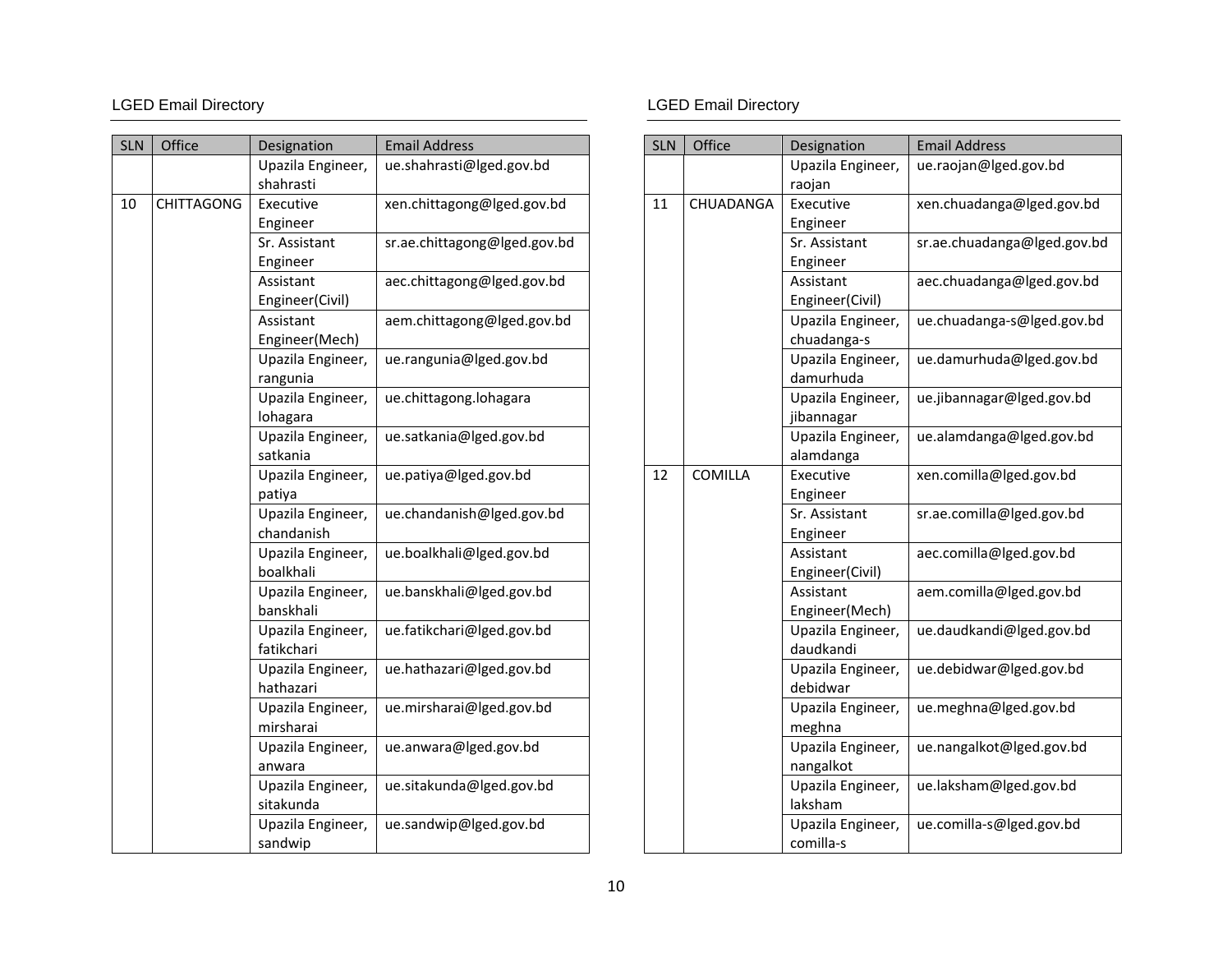LGED Email Directory

| SLN | Office | Designation | Email Address |
|---|---|---|---|
| | | Upazila Engineer, shahrasti | ue.shahrasti@lged.gov.bd |
| 10 | CHITTAGONG | Executive Engineer | xen.chittagong@lged.gov.bd |
| | | Sr. Assistant Engineer | sr.ae.chittagong@lged.gov.bd |
| | | Assistant Engineer(Civil) | aec.chittagong@lged.gov.bd |
| | | Assistant Engineer(Mech) | aem.chittagong@lged.gov.bd |
| | | Upazila Engineer, rangunia | ue.rangunia@lged.gov.bd |
| | | Upazila Engineer, lohagara | ue.chittagong.lohagara |
| | | Upazila Engineer, satkania | ue.satkania@lged.gov.bd |
| | | Upazila Engineer, patiya | ue.patiya@lged.gov.bd |
| | | Upazila Engineer, chandanish | ue.chandanish@lged.gov.bd |
| | | Upazila Engineer, boalkhali | ue.boalkhali@lged.gov.bd |
| | | Upazila Engineer, banskhali | ue.banskhali@lged.gov.bd |
| | | Upazila Engineer, fatikchari | ue.fatikchari@lged.gov.bd |
| | | Upazila Engineer, hathazari | ue.hathazari@lged.gov.bd |
| | | Upazila Engineer, mirsharai | ue.mirsharai@lged.gov.bd |
| | | Upazila Engineer, anwara | ue.anwara@lged.gov.bd |
| | | Upazila Engineer, sitakunda | ue.sitakunda@lged.gov.bd |
| | | Upazila Engineer, sandwip | ue.sandwip@lged.gov.bd |

LGED Email Directory

| SLN | Office | Designation | Email Address |
|---|---|---|---|
| | | Upazila Engineer, raojan | ue.raojan@lged.gov.bd |
| 11 | CHUADANGA | Executive Engineer | xen.chuadanga@lged.gov.bd |
| | | Sr. Assistant Engineer | sr.ae.chuadanga@lged.gov.bd |
| | | Assistant Engineer(Civil) | aec.chuadanga@lged.gov.bd |
| | | Upazila Engineer, chuadanga-s | ue.chuadanga-s@lged.gov.bd |
| | | Upazila Engineer, damurhuda | ue.damurhuda@lged.gov.bd |
| | | Upazila Engineer, jibannagar | ue.jibannagar@lged.gov.bd |
| | | Upazila Engineer, alamdanga | ue.alamdanga@lged.gov.bd |
| 12 | COMILLA | Executive Engineer | xen.comilla@lged.gov.bd |
| | | Sr. Assistant Engineer | sr.ae.comilla@lged.gov.bd |
| | | Assistant Engineer(Civil) | aec.comilla@lged.gov.bd |
| | | Assistant Engineer(Mech) | aem.comilla@lged.gov.bd |
| | | Upazila Engineer, daudkandi | ue.daudkandi@lged.gov.bd |
| | | Upazila Engineer, debidwar | ue.debidwar@lged.gov.bd |
| | | Upazila Engineer, meghna | ue.meghna@lged.gov.bd |
| | | Upazila Engineer, nangalkot | ue.nangalkot@lged.gov.bd |
| | | Upazila Engineer, laksham | ue.laksham@lged.gov.bd |
| | | Upazila Engineer, comilla-s | ue.comilla-s@lged.gov.bd |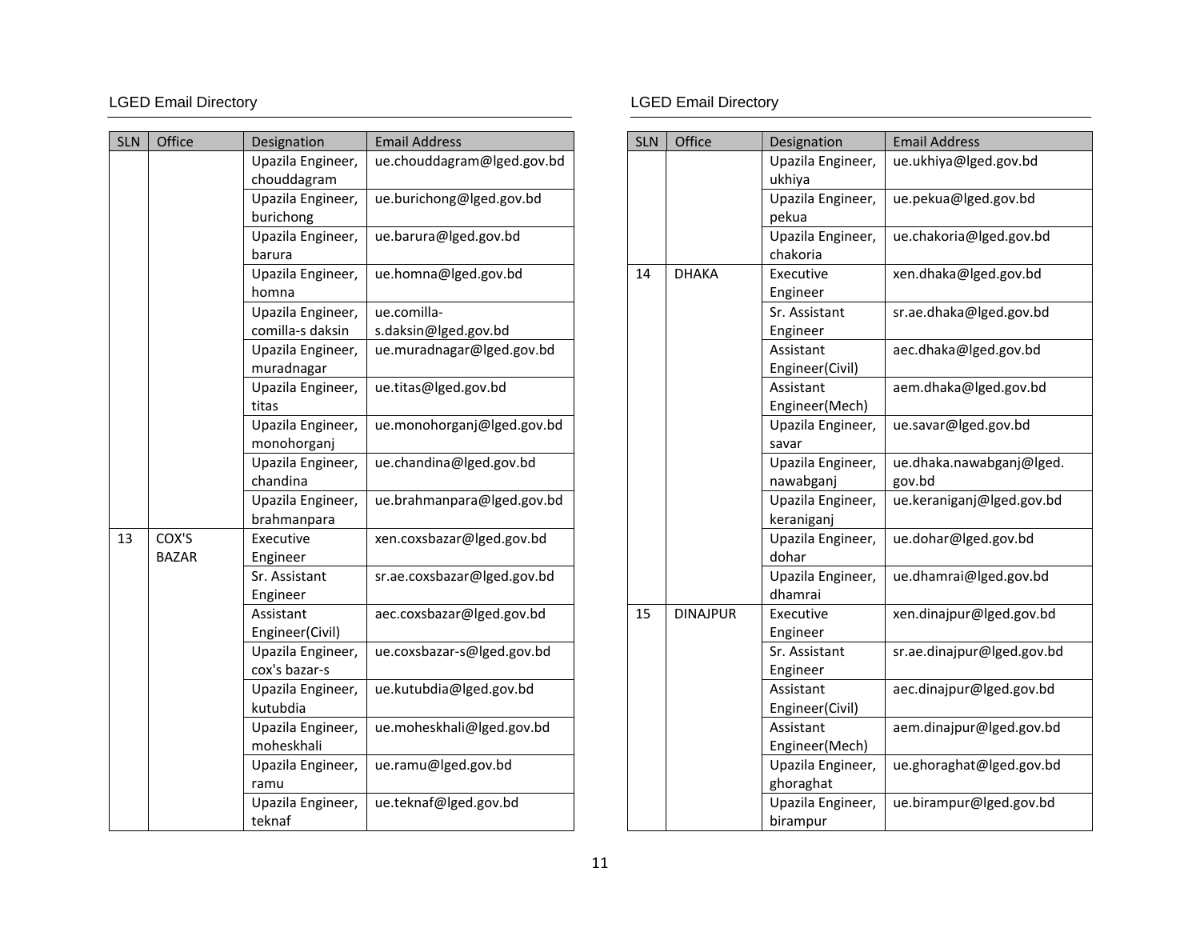| SLN | Office | Designation | Email Address |
|---|---|---|---|
| | | Upazila Engineer, chouddagram | ue.chouddagram@lged.gov.bd |
| | | Upazila Engineer, burichong | ue.burichong@lged.gov.bd |
| | | Upazila Engineer, barura | ue.barura@lged.gov.bd |
| | | Upazila Engineer, homna | ue.homna@lged.gov.bd |
| | | Upazila Engineer, comilla-s daksin | ue.comilla-s.daksin@lged.gov.bd |
| | | Upazila Engineer, muradnagar | ue.muradnagar@lged.gov.bd |
| | | Upazila Engineer, titas | ue.titas@lged.gov.bd |
| | | Upazila Engineer, monohorganj | ue.monohorganj@lged.gov.bd |
| | | Upazila Engineer, chandina | ue.chandina@lged.gov.bd |
| | | Upazila Engineer, brahmanpara | ue.brahmanpara@lged.gov.bd |
| 13 | COX'S BAZAR | Executive Engineer | xen.coxsbazar@lged.gov.bd |
| | | Sr. Assistant Engineer | sr.ae.coxsbazar@lged.gov.bd |
| | | Assistant Engineer(Civil) | aec.coxsbazar@lged.gov.bd |
| | | Upazila Engineer, cox's bazar-s | ue.coxsbazar-s@lged.gov.bd |
| | | Upazila Engineer, kutubdia | ue.kutubdia@lged.gov.bd |
| | | Upazila Engineer, moheskhali | ue.moheskhali@lged.gov.bd |
| | | Upazila Engineer, ramu | ue.ramu@lged.gov.bd |
| | | Upazila Engineer, teknaf | ue.teknaf@lged.gov.bd |
| | | Upazila Engineer, ukhiya | ue.ukhiya@lged.gov.bd |
| | | Upazila Engineer, pekua | ue.pekua@lged.gov.bd |
| | | Upazila Engineer, chakoria | ue.chakoria@lged.gov.bd |
| 14 | DHAKA | Executive Engineer | xen.dhaka@lged.gov.bd |
| | | Sr. Assistant Engineer | sr.ae.dhaka@lged.gov.bd |
| | | Assistant Engineer(Civil) | aec.dhaka@lged.gov.bd |
| | | Assistant Engineer(Mech) | aem.dhaka@lged.gov.bd |
| | | Upazila Engineer, savar | ue.savar@lged.gov.bd |
| | | Upazila Engineer, nawabganj | ue.dhaka.nawabganj@lged.gov.bd |
| | | Upazila Engineer, keraniganj | ue.keraniganj@lged.gov.bd |
| | | Upazila Engineer, dohar | ue.dohar@lged.gov.bd |
| | | Upazila Engineer, dhamrai | ue.dhamrai@lged.gov.bd |
| 15 | DINAJPUR | Executive Engineer | xen.dinajpur@lged.gov.bd |
| | | Sr. Assistant Engineer | sr.ae.dinajpur@lged.gov.bd |
| | | Assistant Engineer(Civil) | aec.dinajpur@lged.gov.bd |
| | | Assistant Engineer(Mech) | aem.dinajpur@lged.gov.bd |
| | | Upazila Engineer, ghoraghat | ue.ghoraghat@lged.gov.bd |
| | | Upazila Engineer, birampur | ue.birampur@lged.gov.bd |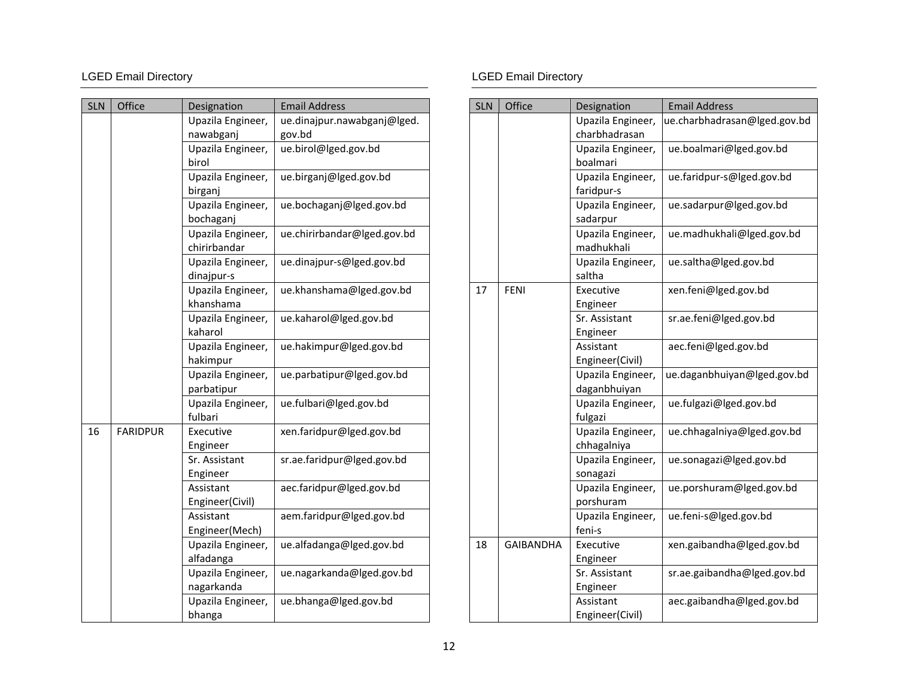| SLN | Office | Designation | Email Address |
|---|---|---|---|
| | | Upazila Engineer, nawabganj | ue.dinajpur.nawabganj@lged.gov.bd |
| | | Upazila Engineer, birol | ue.birol@lged.gov.bd |
| | | Upazila Engineer, birganj | ue.birganj@lged.gov.bd |
| | | Upazila Engineer, bochaganj | ue.bochaganj@lged.gov.bd |
| | | Upazila Engineer, chirirbandar | ue.chirirbandar@lged.gov.bd |
| | | Upazila Engineer, dinajpur-s | ue.dinajpur-s@lged.gov.bd |
| | | Upazila Engineer, khanshama | ue.khanshama@lged.gov.bd |
| | | Upazila Engineer, kaharol | ue.kaharol@lged.gov.bd |
| | | Upazila Engineer, hakimpur | ue.hakimpur@lged.gov.bd |
| | | Upazila Engineer, parbatipur | ue.parbatipur@lged.gov.bd |
| | | Upazila Engineer, fulbari | ue.fulbari@lged.gov.bd |
| 16 | FARIDPUR | Executive Engineer | xen.faridpur@lged.gov.bd |
| | | Sr. Assistant Engineer | sr.ae.faridpur@lged.gov.bd |
| | | Assistant Engineer(Civil) | aec.faridpur@lged.gov.bd |
| | | Assistant Engineer(Mech) | aem.faridpur@lged.gov.bd |
| | | Upazila Engineer, alfadanga | ue.alfadanga@lged.gov.bd |
| | | Upazila Engineer, nagarkanda | ue.nagarkanda@lged.gov.bd |
| | | Upazila Engineer, bhanga | ue.bhanga@lged.gov.bd |
| | | Upazila Engineer, charbhadrasan | ue.charbhadrasan@lged.gov.bd |
| | | Upazila Engineer, boalmari | ue.boalmari@lged.gov.bd |
| | | Upazila Engineer, faridpur-s | ue.faridpur-s@lged.gov.bd |
| | | Upazila Engineer, sadarpur | ue.sadarpur@lged.gov.bd |
| | | Upazila Engineer, madhukhali | ue.madhukhali@lged.gov.bd |
| | | Upazila Engineer, saltha | ue.saltha@lged.gov.bd |
| 17 | FENI | Executive Engineer | xen.feni@lged.gov.bd |
| | | Sr. Assistant Engineer | sr.ae.feni@lged.gov.bd |
| | | Assistant Engineer(Civil) | aec.feni@lged.gov.bd |
| | | Upazila Engineer, daganbhuiyan | ue.daganbhuiyan@lged.gov.bd |
| | | Upazila Engineer, fulgazi | ue.fulgazi@lged.gov.bd |
| | | Upazila Engineer, chhagalniya | ue.chhagalniya@lged.gov.bd |
| | | Upazila Engineer, sonagazi | ue.sonagazi@lged.gov.bd |
| | | Upazila Engineer, porshuram | ue.porshuram@lged.gov.bd |
| | | Upazila Engineer, feni-s | ue.feni-s@lged.gov.bd |
| 18 | GAIBANDHA | Executive Engineer | xen.gaibandha@lged.gov.bd |
| | | Sr. Assistant Engineer | sr.ae.gaibandha@lged.gov.bd |
| | | Assistant Engineer(Civil) | aec.gaibandha@lged.gov.bd |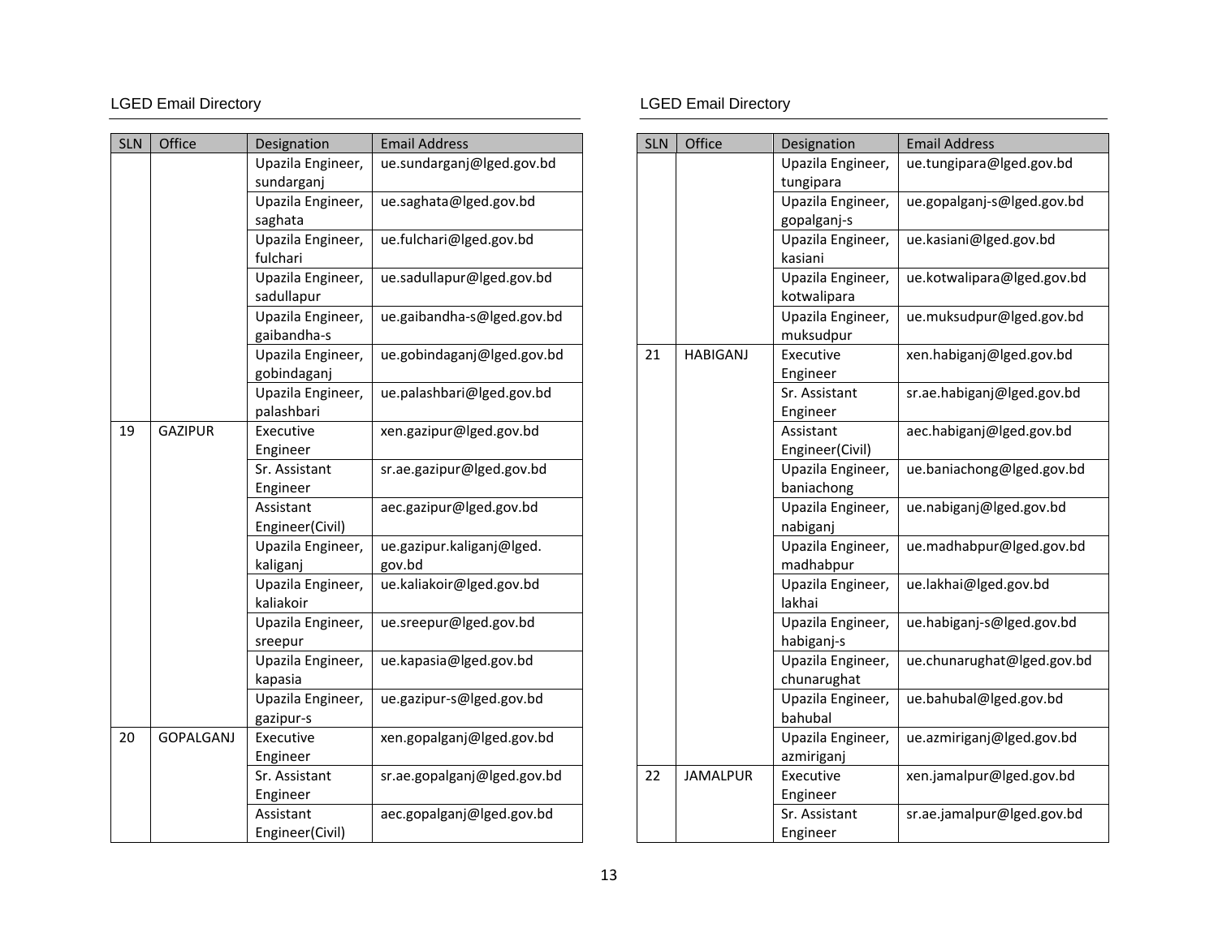| SLN | Office | Designation | Email Address |
|---|---|---|---|
| | | Upazila Engineer, sundarganj | ue.sundarganj@lged.gov.bd |
| | | Upazila Engineer, saghata | ue.saghata@lged.gov.bd |
| | | Upazila Engineer, fulchari | ue.fulchari@lged.gov.bd |
| | | Upazila Engineer, sadullapur | ue.sadullapur@lged.gov.bd |
| | | Upazila Engineer, gaibandha-s | ue.gaibandha-s@lged.gov.bd |
| | | Upazila Engineer, gobindaganj | ue.gobindaganj@lged.gov.bd |
| | | Upazila Engineer, palashbari | ue.palashbari@lged.gov.bd |
| 19 | GAZIPUR | Executive Engineer | xen.gazipur@lged.gov.bd |
| | | Sr. Assistant Engineer | sr.ae.gazipur@lged.gov.bd |
| | | Assistant Engineer(Civil) | aec.gazipur@lged.gov.bd |
| | | Upazila Engineer, kaliganj | ue.gazipur.kaliganj@lged.gov.bd |
| | | Upazila Engineer, kaliakoir | ue.kaliakoir@lged.gov.bd |
| | | Upazila Engineer, sreepur | ue.sreepur@lged.gov.bd |
| | | Upazila Engineer, kapasia | ue.kapasia@lged.gov.bd |
| | | Upazila Engineer, gazipur-s | ue.gazipur-s@lged.gov.bd |
| 20 | GOPALGANJ | Executive Engineer | xen.gopalganj@lged.gov.bd |
| | | Sr. Assistant Engineer | sr.ae.gopalganj@lged.gov.bd |
| | | Assistant Engineer(Civil) | aec.gopalganj@lged.gov.bd |
| | | Upazila Engineer, tungipara | ue.tungipara@lged.gov.bd |
| | | Upazila Engineer, gopalganj-s | ue.gopalganj-s@lged.gov.bd |
| | | Upazila Engineer, kasiani | ue.kasiani@lged.gov.bd |
| | | Upazila Engineer, kotwalipara | ue.kotwalipara@lged.gov.bd |
| | | Upazila Engineer, muksudpur | ue.muksudpur@lged.gov.bd |
| 21 | HABIGANJ | Executive Engineer | xen.habiganj@lged.gov.bd |
| | | Sr. Assistant Engineer | sr.ae.habiganj@lged.gov.bd |
| | | Assistant Engineer(Civil) | aec.habiganj@lged.gov.bd |
| | | Upazila Engineer, baniachong | ue.baniachong@lged.gov.bd |
| | | Upazila Engineer, nabiganj | ue.nabiganj@lged.gov.bd |
| | | Upazila Engineer, madhabpur | ue.madhabpur@lged.gov.bd |
| | | Upazila Engineer, lakhai | ue.lakhai@lged.gov.bd |
| | | Upazila Engineer, habiganj-s | ue.habiganj-s@lged.gov.bd |
| | | Upazila Engineer, chunarughat | ue.chunarughat@lged.gov.bd |
| | | Upazila Engineer, bahubal | ue.bahubal@lged.gov.bd |
| | | Upazila Engineer, azmiriganj | ue.azmiriganj@lged.gov.bd |
| 22 | JAMALPUR | Executive Engineer | xen.jamalpur@lged.gov.bd |
| | | Sr. Assistant Engineer | sr.ae.jamalpur@lged.gov.bd |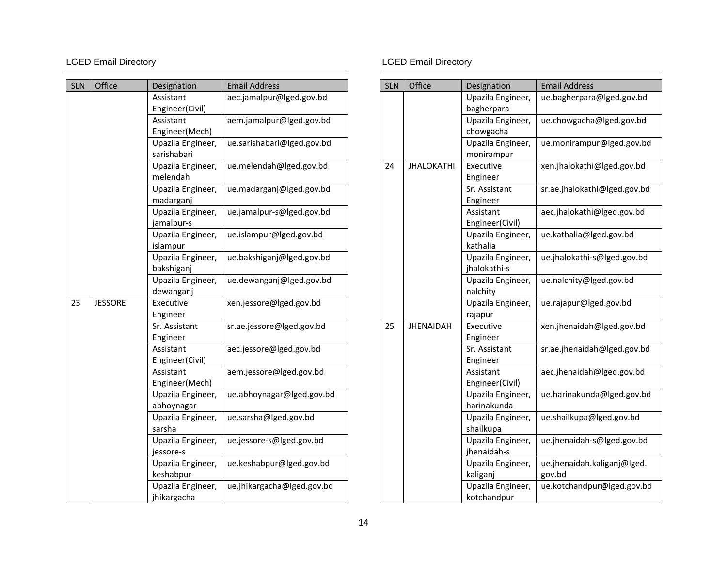| SLN | Office | Designation | Email Address |
|---|---|---|---|
| | | Assistant Engineer(Civil) | aec.jamalpur@lged.gov.bd |
| | | Assistant Engineer(Mech) | aem.jamalpur@lged.gov.bd |
| | | Upazila Engineer, sarishabari | ue.sarishabari@lged.gov.bd |
| | | Upazila Engineer, melendah | ue.melendah@lged.gov.bd |
| | | Upazila Engineer, madarganj | ue.madarganj@lged.gov.bd |
| | | Upazila Engineer, jamalpur-s | ue.jamalpur-s@lged.gov.bd |
| | | Upazila Engineer, islampur | ue.islampur@lged.gov.bd |
| | | Upazila Engineer, bakshiganj | ue.bakshiganj@lged.gov.bd |
| | | Upazila Engineer, dewanganj | ue.dewanganj@lged.gov.bd |
| 23 | JESSORE | Executive Engineer | xen.jessore@lged.gov.bd |
| | | Sr. Assistant Engineer | sr.ae.jessore@lged.gov.bd |
| | | Assistant Engineer(Civil) | aec.jessore@lged.gov.bd |
| | | Assistant Engineer(Mech) | aem.jessore@lged.gov.bd |
| | | Upazila Engineer, abhoynagar | ue.abhoynagar@lged.gov.bd |
| | | Upazila Engineer, sarsha | ue.sarsha@lged.gov.bd |
| | | Upazila Engineer, jessore-s | ue.jessore-s@lged.gov.bd |
| | | Upazila Engineer, keshabpur | ue.keshabpur@lged.gov.bd |
| | | Upazila Engineer, jhikargacha | ue.jhikargacha@lged.gov.bd |

| SLN | Office | Designation | Email Address |
|---|---|---|---|
| | | Upazila Engineer, bagherpara | ue.bagherpara@lged.gov.bd |
| | | Upazila Engineer, chowgacha | ue.chowgacha@lged.gov.bd |
| | | Upazila Engineer, monirampur | ue.monirampur@lged.gov.bd |
| 24 | JHALOKATHI | Executive Engineer | xen.jhalokathi@lged.gov.bd |
| | | Sr. Assistant Engineer | sr.ae.jhalokathi@lged.gov.bd |
| | | Assistant Engineer(Civil) | aec.jhalokathi@lged.gov.bd |
| | | Upazila Engineer, kathalia | ue.kathalia@lged.gov.bd |
| | | Upazila Engineer, jhalokathi-s | ue.jhalokathi-s@lged.gov.bd |
| | | Upazila Engineer, nalchity | ue.nalchity@lged.gov.bd |
| | | Upazila Engineer, rajapur | ue.rajapur@lged.gov.bd |
| 25 | JHENAIDAH | Executive Engineer | xen.jhenaidah@lged.gov.bd |
| | | Sr. Assistant Engineer | sr.ae.jhenaidah@lged.gov.bd |
| | | Assistant Engineer(Civil) | aec.jhenaidah@lged.gov.bd |
| | | Upazila Engineer, harinakunda | ue.harinakunda@lged.gov.bd |
| | | Upazila Engineer, shailkupa | ue.shailkupa@lged.gov.bd |
| | | Upazila Engineer, jhenaidah-s | ue.jhenaidah-s@lged.gov.bd |
| | | Upazila Engineer, kaliganj | ue.jhenaidah.kaliganj@lged.gov.bd |
| | | Upazila Engineer, kotchandpur | ue.kotchandpur@lged.gov.bd |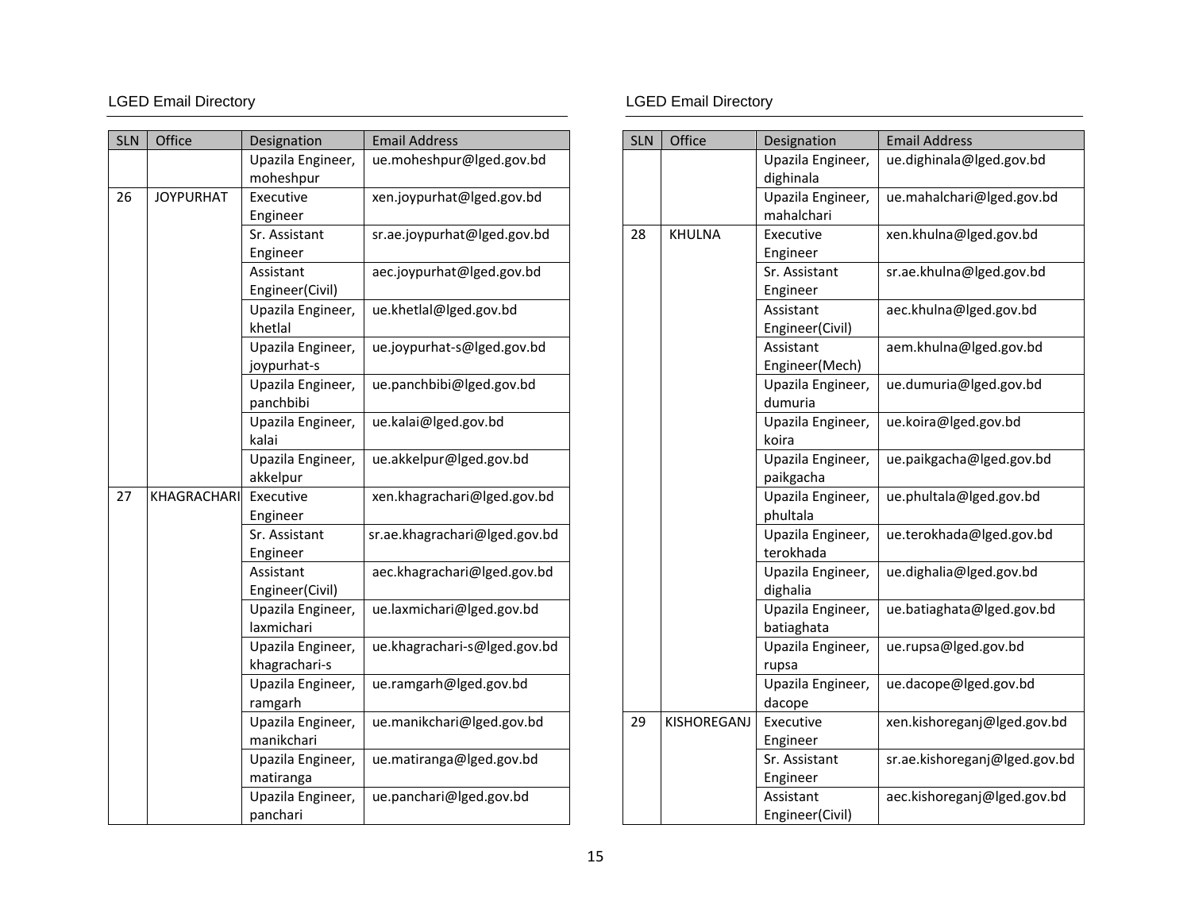| SLN | Office | Designation | Email Address |
| --- | --- | --- | --- |
| | | Upazila Engineer, moheshpur | ue.moheshpur@lged.gov.bd |
| 26 | JOYPURHAT | Executive Engineer | xen.joypurhat@lged.gov.bd |
| | | Sr. Assistant Engineer | sr.ae.joypurhat@lged.gov.bd |
| | | Assistant Engineer(Civil) | aec.joypurhat@lged.gov.bd |
| | | Upazila Engineer, khetlal | ue.khetlal@lged.gov.bd |
| | | Upazila Engineer, joypurhat-s | ue.joypurhat-s@lged.gov.bd |
| | | Upazila Engineer, panchbibi | ue.panchbibi@lged.gov.bd |
| | | Upazila Engineer, kalai | ue.kalai@lged.gov.bd |
| | | Upazila Engineer, akkelpur | ue.akkelpur@lged.gov.bd |
| 27 | KHAGRACHARI | Executive Engineer | xen.khagrachari@lged.gov.bd |
| | | Sr. Assistant Engineer | sr.ae.khagrachari@lged.gov.bd |
| | | Assistant Engineer(Civil) | aec.khagrachari@lged.gov.bd |
| | | Upazila Engineer, laxmichari | ue.laxmichari@lged.gov.bd |
| | | Upazila Engineer, khagrachari-s | ue.khagrachari-s@lged.gov.bd |
| | | Upazila Engineer, ramgarh | ue.ramgarh@lged.gov.bd |
| | | Upazila Engineer, manikchari | ue.manikchari@lged.gov.bd |
| | | Upazila Engineer, matiranga | ue.matiranga@lged.gov.bd |
| | | Upazila Engineer, panchari | ue.panchari@lged.gov.bd |
| | | Upazila Engineer, dighinala | ue.dighinala@lged.gov.bd |
| | | Upazila Engineer, mahalchari | ue.mahalchari@lged.gov.bd |
| 28 | KHULNA | Executive Engineer | xen.khulna@lged.gov.bd |
| | | Sr. Assistant Engineer | sr.ae.khulna@lged.gov.bd |
| | | Assistant Engineer(Civil) | aec.khulna@lged.gov.bd |
| | | Assistant Engineer(Mech) | aem.khulna@lged.gov.bd |
| | | Upazila Engineer, dumuria | ue.dumuria@lged.gov.bd |
| | | Upazila Engineer, koira | ue.koira@lged.gov.bd |
| | | Upazila Engineer, paikgacha | ue.paikgacha@lged.gov.bd |
| | | Upazila Engineer, phultala | ue.phultala@lged.gov.bd |
| | | Upazila Engineer, terokhada | ue.terokhada@lged.gov.bd |
| | | Upazila Engineer, dighalia | ue.dighalia@lged.gov.bd |
| | | Upazila Engineer, batiaghata | ue.batiaghata@lged.gov.bd |
| | | Upazila Engineer, rupsa | ue.rupsa@lged.gov.bd |
| | | Upazila Engineer, dacope | ue.dacope@lged.gov.bd |
| 29 | KISHOREGANJ | Executive Engineer | xen.kishoreganj@lged.gov.bd |
| | | Sr. Assistant Engineer | sr.ae.kishoreganj@lged.gov.bd |
| | | Assistant Engineer(Civil) | aec.kishoreganj@lged.gov.bd |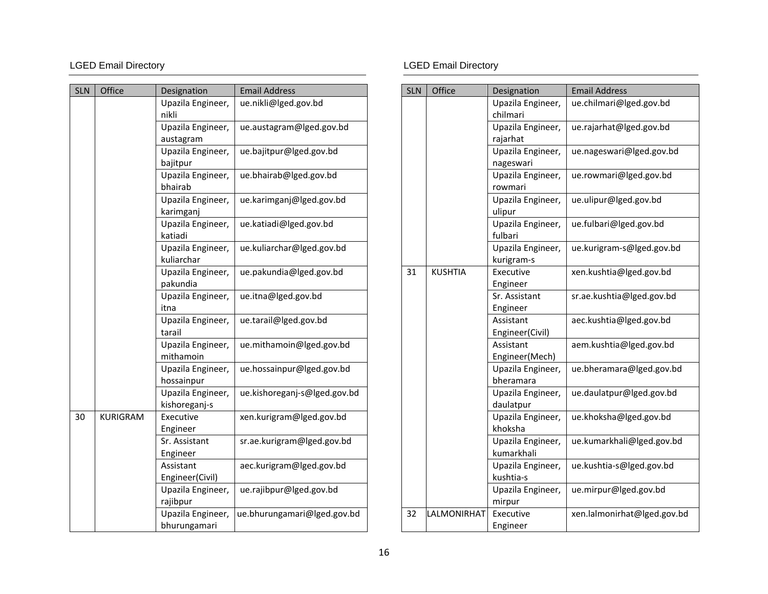| SLN | Office | Designation | Email Address |
|---|---|---|---|
| | | Upazila Engineer, nikli | ue.nikli@lged.gov.bd |
| | | Upazila Engineer, austagram | ue.austagram@lged.gov.bd |
| | | Upazila Engineer, bajitpur | ue.bajitpur@lged.gov.bd |
| | | Upazila Engineer, bhairab | ue.bhairab@lged.gov.bd |
| | | Upazila Engineer, karimganj | ue.karimganj@lged.gov.bd |
| | | Upazila Engineer, katiadi | ue.katiadi@lged.gov.bd |
| | | Upazila Engineer, kuliarchar | ue.kuliarchar@lged.gov.bd |
| | | Upazila Engineer, pakundia | ue.pakundia@lged.gov.bd |
| | | Upazila Engineer, itna | ue.itna@lged.gov.bd |
| | | Upazila Engineer, tarail | ue.tarail@lged.gov.bd |
| | | Upazila Engineer, mithamoin | ue.mithamoin@lged.gov.bd |
| | | Upazila Engineer, hossainpur | ue.hossainpur@lged.gov.bd |
| | | Upazila Engineer, kishoreganj-s | ue.kishoreganj-s@lged.gov.bd |
| 30 | KURIGRAM | Executive Engineer | xen.kurigram@lged.gov.bd |
| | | Sr. Assistant Engineer | sr.ae.kurigram@lged.gov.bd |
| | | Assistant Engineer(Civil) | aec.kurigram@lged.gov.bd |
| | | Upazila Engineer, rajibpur | ue.rajibpur@lged.gov.bd |
| | | Upazila Engineer, bhurungamari | ue.bhurungamari@lged.gov.bd |
| | | Upazila Engineer, chilmari | ue.chilmari@lged.gov.bd |
| | | Upazila Engineer, rajarhat | ue.rajarhat@lged.gov.bd |
| | | Upazila Engineer, nageswari | ue.nageswari@lged.gov.bd |
| | | Upazila Engineer, rowmari | ue.rowmari@lged.gov.bd |
| | | Upazila Engineer, ulipur | ue.ulipur@lged.gov.bd |
| | | Upazila Engineer, fulbari | ue.fulbari@lged.gov.bd |
| | | Upazila Engineer, kurigram-s | ue.kurigram-s@lged.gov.bd |
| 31 | KUSHTIA | Executive Engineer | xen.kushtia@lged.gov.bd |
| | | Sr. Assistant Engineer | sr.ae.kushtia@lged.gov.bd |
| | | Assistant Engineer(Civil) | aec.kushtia@lged.gov.bd |
| | | Assistant Engineer(Mech) | aem.kushtia@lged.gov.bd |
| | | Upazila Engineer, bheramara | ue.bheramara@lged.gov.bd |
| | | Upazila Engineer, daulatpur | ue.daulatpur@lged.gov.bd |
| | | Upazila Engineer, khoksha | ue.khoksha@lged.gov.bd |
| | | Upazila Engineer, kumarkhali | ue.kumarkhali@lged.gov.bd |
| | | Upazila Engineer, kushtia-s | ue.kushtia-s@lged.gov.bd |
| | | Upazila Engineer, mirpur | ue.mirpur@lged.gov.bd |
| 32 | LALMONIRHAT | Executive Engineer | xen.lalmonirhat@lged.gov.bd |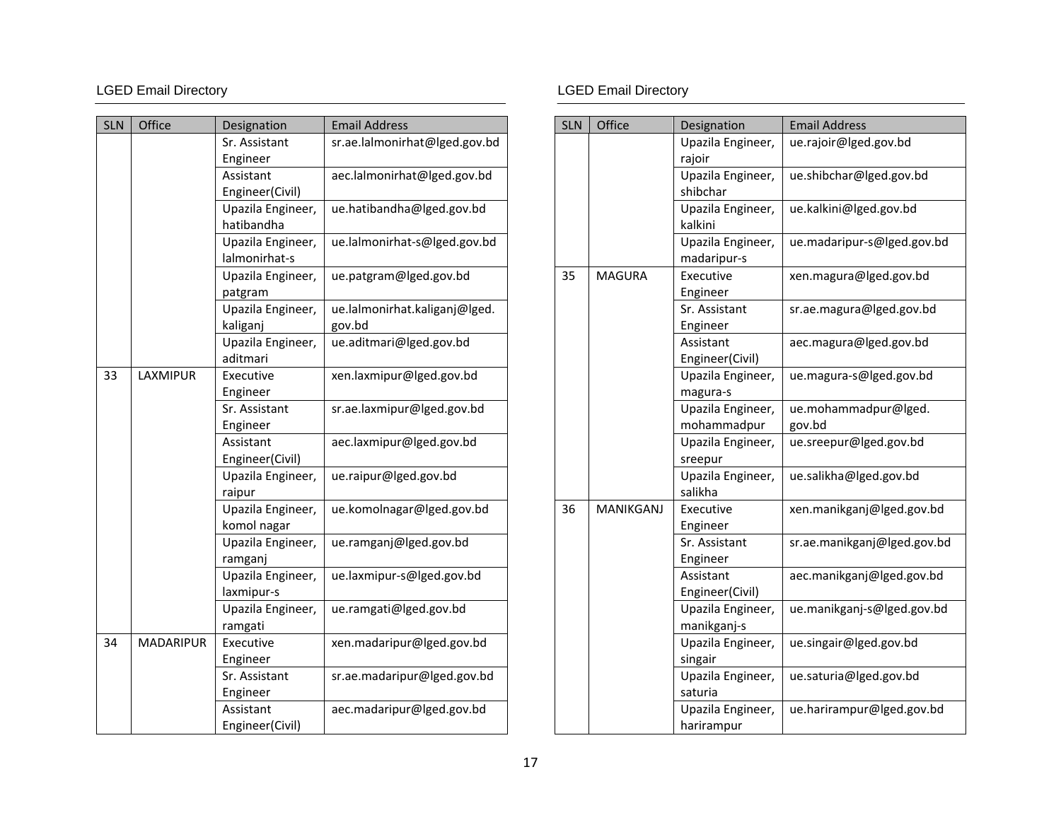| SLN | Office | Designation | Email Address |
|---|---|---|---|
| | | Sr. Assistant Engineer | sr.ae.lalmonirhat@lged.gov.bd |
| | | Assistant Engineer(Civil) | aec.lalmonirhat@lged.gov.bd |
| | | Upazila Engineer, hatibandha | ue.hatibandha@lged.gov.bd |
| | | Upazila Engineer, lalmonirhat-s | ue.lalmonirhat-s@lged.gov.bd |
| | | Upazila Engineer, patgram | ue.patgram@lged.gov.bd |
| | | Upazila Engineer, kaliganj | ue.lalmonirhat.kaliganj@lged.gov.bd |
| | | Upazila Engineer, aditmari | ue.aditmari@lged.gov.bd |
| 33 | LAXMIPUR | Executive Engineer | xen.laxmipur@lged.gov.bd |
| | | Sr. Assistant Engineer | sr.ae.laxmipur@lged.gov.bd |
| | | Assistant Engineer(Civil) | aec.laxmipur@lged.gov.bd |
| | | Upazila Engineer, raipur | ue.raipur@lged.gov.bd |
| | | Upazila Engineer, komol nagar | ue.komolnagar@lged.gov.bd |
| | | Upazila Engineer, ramganj | ue.ramganj@lged.gov.bd |
| | | Upazila Engineer, laxmipur-s | ue.laxmipur-s@lged.gov.bd |
| | | Upazila Engineer, ramgati | ue.ramgati@lged.gov.bd |
| 34 | MADARIPUR | Executive Engineer | xen.madaripur@lged.gov.bd |
| | | Sr. Assistant Engineer | sr.ae.madaripur@lged.gov.bd |
| | | Assistant Engineer(Civil) | aec.madaripur@lged.gov.bd |
| | | Upazila Engineer, rajoir | ue.rajoir@lged.gov.bd |
| | | Upazila Engineer, shibchar | ue.shibchar@lged.gov.bd |
| | | Upazila Engineer, kalkini | ue.kalkini@lged.gov.bd |
| | | Upazila Engineer, madaripur-s | ue.madaripur-s@lged.gov.bd |
| 35 | MAGURA | Executive Engineer | xen.magura@lged.gov.bd |
| | | Sr. Assistant Engineer | sr.ae.magura@lged.gov.bd |
| | | Assistant Engineer(Civil) | aec.magura@lged.gov.bd |
| | | Upazila Engineer, magura-s | ue.magura-s@lged.gov.bd |
| | | Upazila Engineer, mohammadpur | ue.mohammadpur@lged.gov.bd |
| | | Upazila Engineer, sreepur | ue.sreepur@lged.gov.bd |
| | | Upazila Engineer, salikha | ue.salikha@lged.gov.bd |
| 36 | MANIKGANJ | Executive Engineer | xen.manikganj@lged.gov.bd |
| | | Sr. Assistant Engineer | sr.ae.manikganj@lged.gov.bd |
| | | Assistant Engineer(Civil) | aec.manikganj@lged.gov.bd |
| | | Upazila Engineer, manikganj-s | ue.manikganj-s@lged.gov.bd |
| | | Upazila Engineer, singair | ue.singair@lged.gov.bd |
| | | Upazila Engineer, saturia | ue.saturia@lged.gov.bd |
| | | Upazila Engineer, harirampur | ue.harirampur@lged.gov.bd |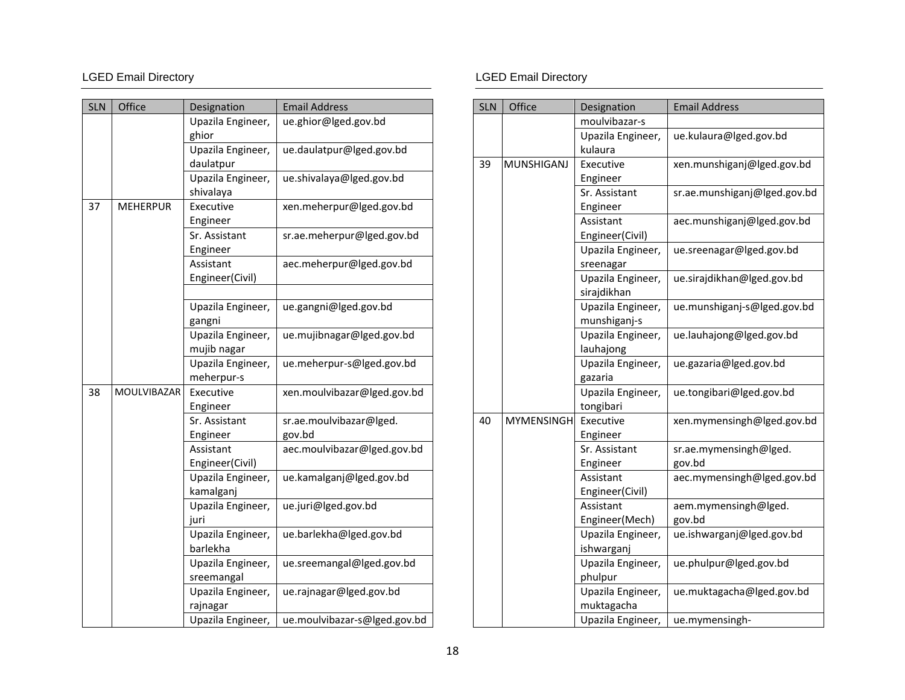| SLN | Office | Designation | Email Address |
|---|---|---|---|
| | | Upazila Engineer, ghior | ue.ghior@lged.gov.bd |
| | | Upazila Engineer, daulatpur | ue.daulatpur@lged.gov.bd |
| | | Upazila Engineer, shivalaya | ue.shivalaya@lged.gov.bd |
| 37 | MEHERPUR | Executive Engineer | xen.meherpur@lged.gov.bd |
| | | Sr. Assistant Engineer | sr.ae.meherpur@lged.gov.bd |
| | | Assistant Engineer(Civil) | aec.meherpur@lged.gov.bd |
| | | | |
| | | Upazila Engineer, gangni | ue.gangni@lged.gov.bd |
| | | Upazila Engineer, mujib nagar | ue.mujibnagar@lged.gov.bd |
| | | Upazila Engineer, meherpur-s | ue.meherpur-s@lged.gov.bd |
| 38 | MOULVIBAZAR | Executive Engineer | xen.moulvibazar@lged.gov.bd |
| | | Sr. Assistant Engineer | sr.ae.moulvibazar@lged.gov.bd |
| | | Assistant Engineer(Civil) | aec.moulvibazar@lged.gov.bd |
| | | Upazila Engineer, kamalganj | ue.kamalganj@lged.gov.bd |
| | | Upazila Engineer, juri | ue.juri@lged.gov.bd |
| | | Upazila Engineer, barlekha | ue.barlekha@lged.gov.bd |
| | | Upazila Engineer, sreemangal | ue.sreemangal@lged.gov.bd |
| | | Upazila Engineer, rajnagar | ue.rajnagar@lged.gov.bd |
| | | Upazila Engineer, moulvibazar-s | ue.moulvibazar-s@lged.gov.bd |
| | | Upazila Engineer, kulaura | ue.kulaura@lged.gov.bd |
| 39 | MUNSHIGANJ | Executive Engineer | xen.munshiganj@lged.gov.bd |
| | | Sr. Assistant Engineer | sr.ae.munshiganj@lged.gov.bd |
| | | Assistant Engineer(Civil) | aec.munshiganj@lged.gov.bd |
| | | Upazila Engineer, sreenagar | ue.sreenagar@lged.gov.bd |
| | | Upazila Engineer, sirajdikhan | ue.sirajdikhan@lged.gov.bd |
| | | Upazila Engineer, munshiganj-s | ue.munshiganj-s@lged.gov.bd |
| | | Upazila Engineer, lauhajong | ue.lauhajong@lged.gov.bd |
| | | Upazila Engineer, gazaria | ue.gazaria@lged.gov.bd |
| | | Upazila Engineer, tongibari | ue.tongibari@lged.gov.bd |
| 40 | MYMENSINGH | Executive Engineer | xen.mymensingh@lged.gov.bd |
| | | Sr. Assistant Engineer | sr.ae.mymensingh@lged.gov.bd |
| | | Assistant Engineer(Civil) | aec.mymensingh@lged.gov.bd |
| | | Assistant Engineer(Mech) | aem.mymensingh@lged.gov.bd |
| | | Upazila Engineer, ishwarganj | ue.ishwarganj@lged.gov.bd |
| | | Upazila Engineer, phulpur | ue.phulpur@lged.gov.bd |
| | | Upazila Engineer, muktagacha | ue.muktagacha@lged.gov.bd |
| | | Upazila Engineer, | ue.mymensingh- |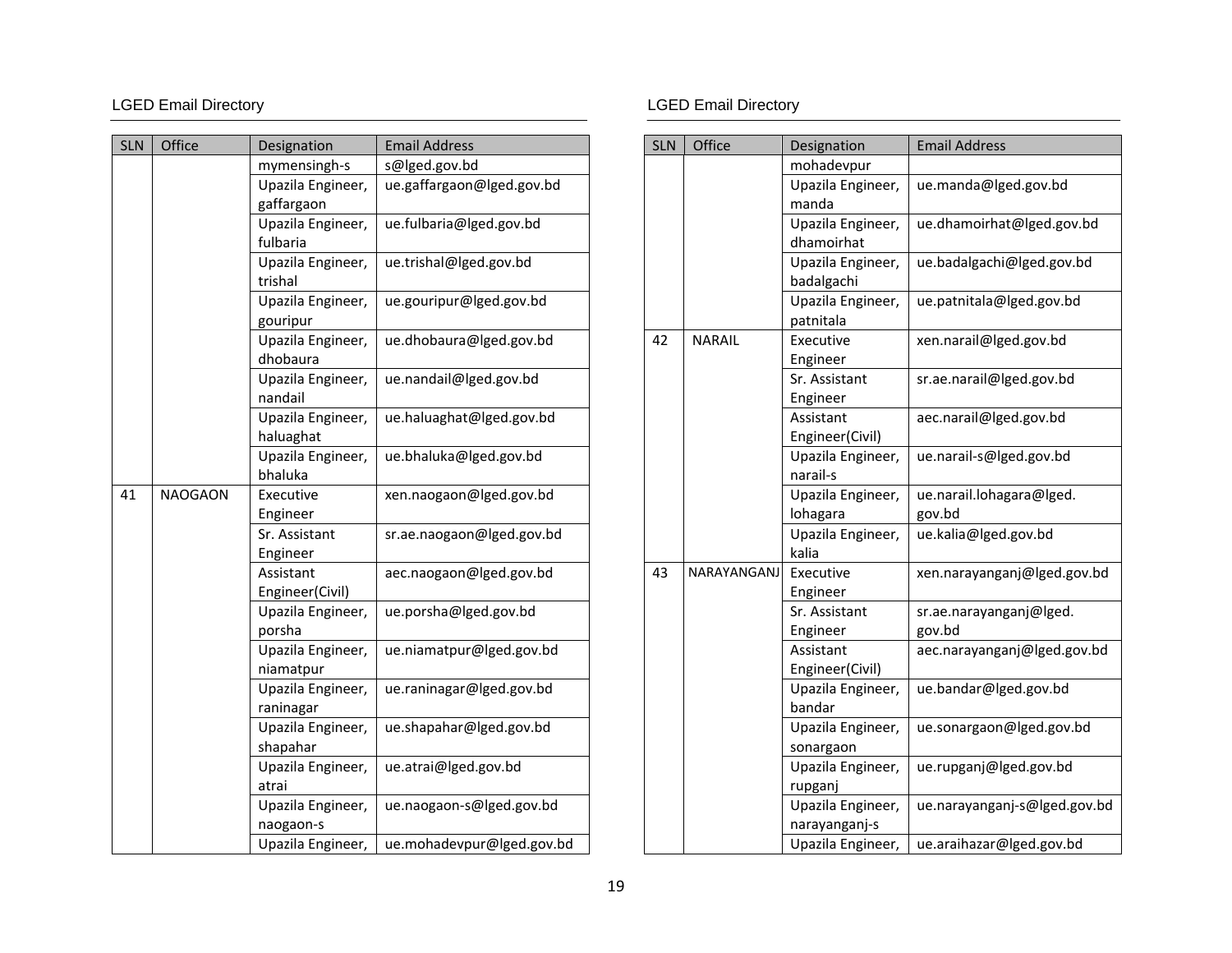| SLN | Office | Designation | Email Address |
|---|---|---|---|
| | | mymensingh-s | s@lged.gov.bd |
| | | Upazila Engineer, gaffargaon | ue.gaffargaon@lged.gov.bd |
| | | Upazila Engineer, fulbaria | ue.fulbaria@lged.gov.bd |
| | | Upazila Engineer, trishal | ue.trishal@lged.gov.bd |
| | | Upazila Engineer, gouripur | ue.gouripur@lged.gov.bd |
| | | Upazila Engineer, dhobaura | ue.dhobaura@lged.gov.bd |
| | | Upazila Engineer, nandail | ue.nandail@lged.gov.bd |
| | | Upazila Engineer, haluaghat | ue.haluaghat@lged.gov.bd |
| | | Upazila Engineer, bhaluka | ue.bhaluka@lged.gov.bd |
| 41 | NAOGAON | Executive Engineer | xen.naogaon@lged.gov.bd |
| | | Sr. Assistant Engineer | sr.ae.naogaon@lged.gov.bd |
| | | Assistant Engineer(Civil) | aec.naogaon@lged.gov.bd |
| | | Upazila Engineer, porsha | ue.porsha@lged.gov.bd |
| | | Upazila Engineer, niamatpur | ue.niamatpur@lged.gov.bd |
| | | Upazila Engineer, raninagar | ue.raninagar@lged.gov.bd |
| | | Upazila Engineer, shapahar | ue.shapahar@lged.gov.bd |
| | | Upazila Engineer, atrai | ue.atrai@lged.gov.bd |
| | | Upazila Engineer, naogaon-s | ue.naogaon-s@lged.gov.bd |
| | | Upazila Engineer, mohadevpur | ue.mohadevpur@lged.gov.bd |
| | | Upazila Engineer, manda | ue.manda@lged.gov.bd |
| | | Upazila Engineer, dhamoirhat | ue.dhamoirhat@lged.gov.bd |
| | | Upazila Engineer, badalgachi | ue.badalgachi@lged.gov.bd |
| | | Upazila Engineer, patnitala | ue.patnitala@lged.gov.bd |
| 42 | NARAIL | Executive Engineer | xen.narail@lged.gov.bd |
| | | Sr. Assistant Engineer | sr.ae.narail@lged.gov.bd |
| | | Assistant Engineer(Civil) | aec.narail@lged.gov.bd |
| | | Upazila Engineer, narail-s | ue.narail-s@lged.gov.bd |
| | | Upazila Engineer, lohagara | ue.narail.lohagara@lged.gov.bd |
| | | Upazila Engineer, kalia | ue.kalia@lged.gov.bd |
| 43 | NARAYANGANJ | Executive Engineer | xen.narayanganj@lged.gov.bd |
| | | Sr. Assistant Engineer | sr.ae.narayanganj@lged.gov.bd |
| | | Assistant Engineer(Civil) | aec.narayanganj@lged.gov.bd |
| | | Upazila Engineer, bandar | ue.bandar@lged.gov.bd |
| | | Upazila Engineer, sonargaon | ue.sonargaon@lged.gov.bd |
| | | Upazila Engineer, rupganj | ue.rupganj@lged.gov.bd |
| | | Upazila Engineer, narayanganj-s | ue.narayanganj-s@lged.gov.bd |
| | | Upazila Engineer, | ue.araihazar@lged.gov.bd |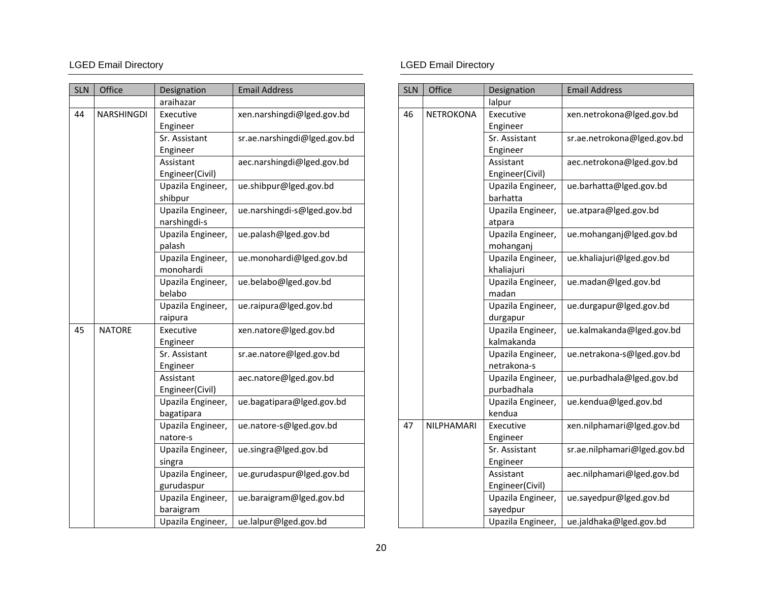| SLN | Office | Designation | Email Address |
|---|---|---|---|
| | | araihazar | |
| 44 | NARSHINGDI | Executive Engineer | xen.narshingdi@lged.gov.bd |
| | | Sr. Assistant Engineer | sr.ae.narshingdi@lged.gov.bd |
| | | Assistant Engineer(Civil) | aec.narshingdi@lged.gov.bd |
| | | Upazila Engineer, shibpur | ue.shibpur@lged.gov.bd |
| | | Upazila Engineer, narshingdi-s | ue.narshingdi-s@lged.gov.bd |
| | | Upazila Engineer, palash | ue.palash@lged.gov.bd |
| | | Upazila Engineer, monohardi | ue.monohardi@lged.gov.bd |
| | | Upazila Engineer, belabo | ue.belabo@lged.gov.bd |
| | | Upazila Engineer, raipura | ue.raipura@lged.gov.bd |
| 45 | NATORE | Executive Engineer | xen.natore@lged.gov.bd |
| | | Sr. Assistant Engineer | sr.ae.natore@lged.gov.bd |
| | | Assistant Engineer(Civil) | aec.natore@lged.gov.bd |
| | | Upazila Engineer, bagatipara | ue.bagatipara@lged.gov.bd |
| | | Upazila Engineer, natore-s | ue.natore-s@lged.gov.bd |
| | | Upazila Engineer, singra | ue.singra@lged.gov.bd |
| | | Upazila Engineer, gurudaspur | ue.gurudaspur@lged.gov.bd |
| | | Upazila Engineer, baraigram | ue.baraigram@lged.gov.bd |
| | | Upazila Engineer, lalpur | ue.lalpur@lged.gov.bd |
| 46 | NETROKONA | Executive Engineer | xen.netrokona@lged.gov.bd |
| | | Sr. Assistant Engineer | sr.ae.netrokona@lged.gov.bd |
| | | Assistant Engineer(Civil) | aec.netrokona@lged.gov.bd |
| | | Upazila Engineer, barhatta | ue.barhatta@lged.gov.bd |
| | | Upazila Engineer, atpara | ue.atpara@lged.gov.bd |
| | | Upazila Engineer, mohanganj | ue.mohanganj@lged.gov.bd |
| | | Upazila Engineer, khaliajuri | ue.khaliajuri@lged.gov.bd |
| | | Upazila Engineer, madan | ue.madan@lged.gov.bd |
| | | Upazila Engineer, durgapur | ue.durgapur@lged.gov.bd |
| | | Upazila Engineer, kalmakanda | ue.kalmakanda@lged.gov.bd |
| | | Upazila Engineer, netrakona-s | ue.netrakona-s@lged.gov.bd |
| | | Upazila Engineer, purbadhala | ue.purbadhala@lged.gov.bd |
| | | Upazila Engineer, kendua | ue.kendua@lged.gov.bd |
| 47 | NILPHAMARI | Executive Engineer | xen.nilphamari@lged.gov.bd |
| | | Sr. Assistant Engineer | sr.ae.nilphamari@lged.gov.bd |
| | | Assistant Engineer(Civil) | aec.nilphamari@lged.gov.bd |
| | | Upazila Engineer, sayedpur | ue.sayedpur@lged.gov.bd |
| | | Upazila Engineer, | ue.jaldhaka@lged.gov.bd |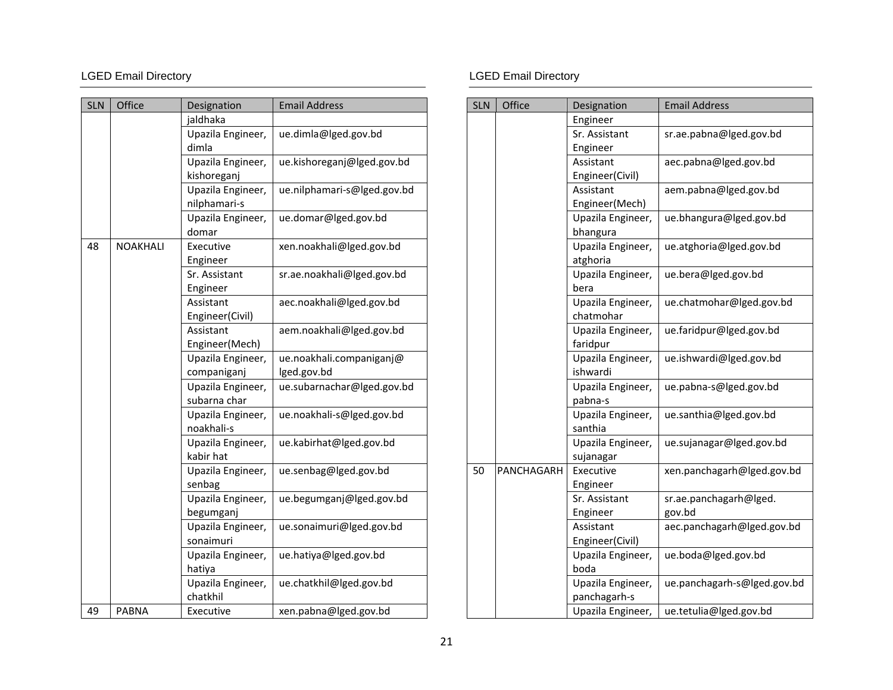| SLN | Office | Designation | Email Address |
|---|---|---|---|
| | | jaldhaka | |
| | | Upazila Engineer, dimla | ue.dimla@lged.gov.bd |
| | | Upazila Engineer, kishoreganj | ue.kishoreganj@lged.gov.bd |
| | | Upazila Engineer, nilphamari-s | ue.nilphamari-s@lged.gov.bd |
| | | Upazila Engineer, domar | ue.domar@lged.gov.bd |
| 48 | NOAKHALI | Executive Engineer | xen.noakhali@lged.gov.bd |
| | | Sr. Assistant Engineer | sr.ae.noakhali@lged.gov.bd |
| | | Assistant Engineer(Civil) | aec.noakhali@lged.gov.bd |
| | | Assistant Engineer(Mech) | aem.noakhali@lged.gov.bd |
| | | Upazila Engineer, companiganj | ue.noakhali.companiganj@lged.gov.bd |
| | | Upazila Engineer, subarna char | ue.subarnachar@lged.gov.bd |
| | | Upazila Engineer, noakhali-s | ue.noakhali-s@lged.gov.bd |
| | | Upazila Engineer, kabir hat | ue.kabirhat@lged.gov.bd |
| | | Upazila Engineer, senbag | ue.senbag@lged.gov.bd |
| | | Upazila Engineer, begumganj | ue.begumganj@lged.gov.bd |
| | | Upazila Engineer, sonaimuri | ue.sonaimuri@lged.gov.bd |
| | | Upazila Engineer, hatiya | ue.hatiya@lged.gov.bd |
| | | Upazila Engineer, chatkhil | ue.chatkhil@lged.gov.bd |
| 49 | PABNA | Executive | xen.pabna@lged.gov.bd |

| SLN | Office | Designation | Email Address |
|---|---|---|---|
| | | Engineer | |
| | | Sr. Assistant Engineer | sr.ae.pabna@lged.gov.bd |
| | | Assistant Engineer(Civil) | aec.pabna@lged.gov.bd |
| | | Assistant Engineer(Mech) | aem.pabna@lged.gov.bd |
| | | Upazila Engineer, bhangura | ue.bhangura@lged.gov.bd |
| | | Upazila Engineer, atghoria | ue.atghoria@lged.gov.bd |
| | | Upazila Engineer, bera | ue.bera@lged.gov.bd |
| | | Upazila Engineer, chatmohar | ue.chatmohar@lged.gov.bd |
| | | Upazila Engineer, faridpur | ue.faridpur@lged.gov.bd |
| | | Upazila Engineer, ishwardi | ue.ishwardi@lged.gov.bd |
| | | Upazila Engineer, pabna-s | ue.pabna-s@lged.gov.bd |
| | | Upazila Engineer, santhia | ue.santhia@lged.gov.bd |
| | | Upazila Engineer, sujanagar | ue.sujanagar@lged.gov.bd |
| 50 | PANCHAGARH | Executive Engineer | xen.panchagarh@lged.gov.bd |
| | | Sr. Assistant Engineer | sr.ae.panchagarh@lged.gov.bd |
| | | Assistant Engineer(Civil) | aec.panchagarh@lged.gov.bd |
| | | Upazila Engineer, boda | ue.boda@lged.gov.bd |
| | | Upazila Engineer, panchagarh-s | ue.panchagarh-s@lged.gov.bd |
| | | Upazila Engineer, | ue.tetulia@lged.gov.bd |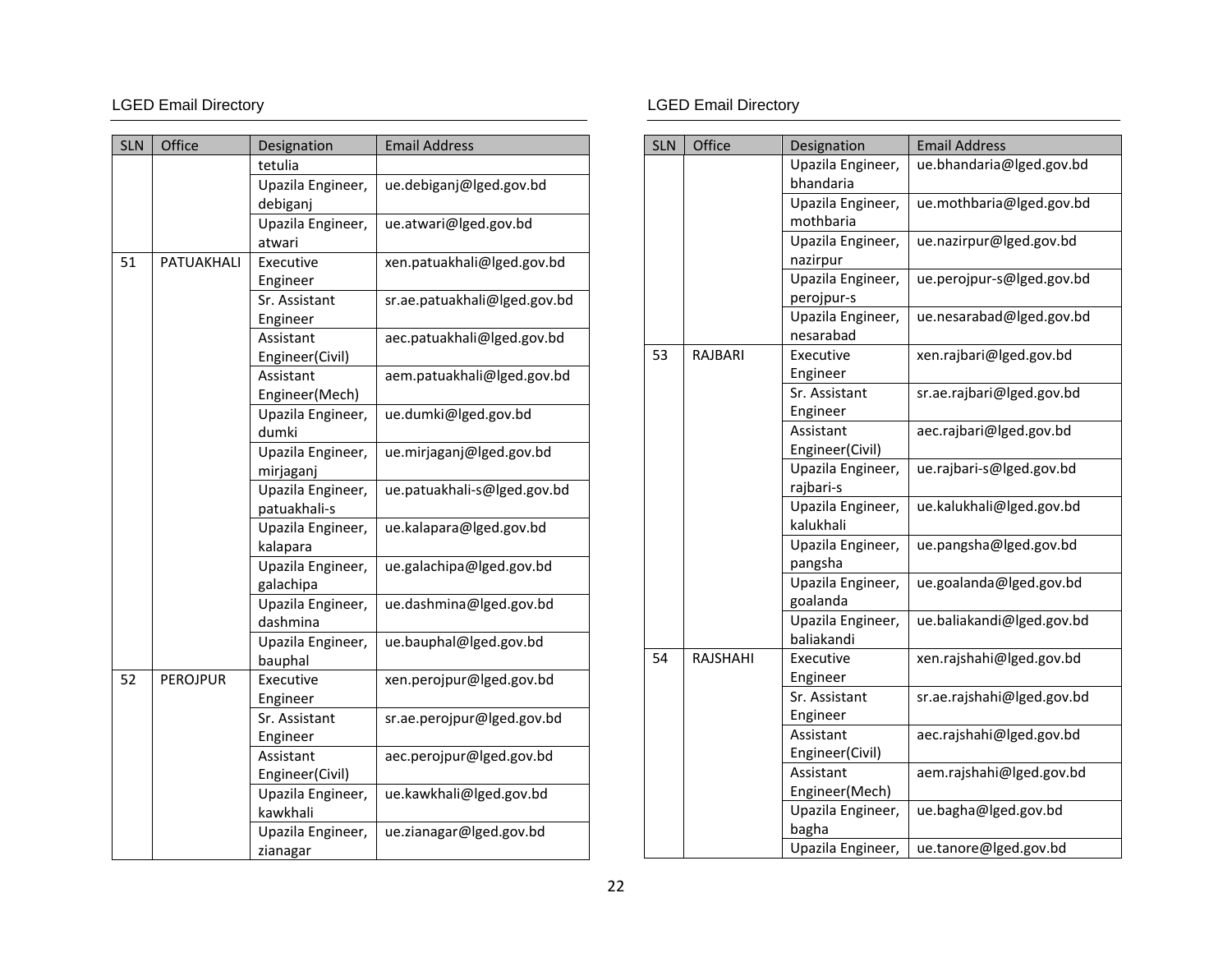| SLN | Office | Designation | Email Address |
|---|---|---|---|
| | | tetulia | |
| | | Upazila Engineer, debiganj | ue.debiganj@lged.gov.bd |
| | | Upazila Engineer, atwari | ue.atwari@lged.gov.bd |
| 51 | PATUAKHALI | Executive Engineer | xen.patuakhali@lged.gov.bd |
| | | Sr. Assistant Engineer | sr.ae.patuakhali@lged.gov.bd |
| | | Assistant Engineer(Civil) | aec.patuakhali@lged.gov.bd |
| | | Assistant Engineer(Mech) | aem.patuakhali@lged.gov.bd |
| | | Upazila Engineer, dumki | ue.dumki@lged.gov.bd |
| | | Upazila Engineer, mirjaganj | ue.mirjaganj@lged.gov.bd |
| | | Upazila Engineer, patuakhali-s | ue.patuakhali-s@lged.gov.bd |
| | | Upazila Engineer, kalapara | ue.kalapara@lged.gov.bd |
| | | Upazila Engineer, galachipa | ue.galachipa@lged.gov.bd |
| | | Upazila Engineer, dashmina | ue.dashmina@lged.gov.bd |
| | | Upazila Engineer, bauphal | ue.bauphal@lged.gov.bd |
| 52 | PEROJPUR | Executive Engineer | xen.perojpur@lged.gov.bd |
| | | Sr. Assistant Engineer | sr.ae.perojpur@lged.gov.bd |
| | | Assistant Engineer(Civil) | aec.perojpur@lged.gov.bd |
| | | Upazila Engineer, kawkhali | ue.kawkhali@lged.gov.bd |
| | | Upazila Engineer, zianagar | ue.zianagar@lged.gov.bd |
| | | Upazila Engineer, bhandaria | ue.bhandaria@lged.gov.bd |
| | | Upazila Engineer, mothbaria | ue.mothbaria@lged.gov.bd |
| | | Upazila Engineer, nazirpur | ue.nazirpur@lged.gov.bd |
| | | Upazila Engineer, perojpur-s | ue.perojpur-s@lged.gov.bd |
| | | Upazila Engineer, nesarabad | ue.nesarabad@lged.gov.bd |
| 53 | RAJBARI | Executive Engineer | xen.rajbari@lged.gov.bd |
| | | Sr. Assistant Engineer | sr.ae.rajbari@lged.gov.bd |
| | | Assistant Engineer(Civil) | aec.rajbari@lged.gov.bd |
| | | Upazila Engineer, rajbari-s | ue.rajbari-s@lged.gov.bd |
| | | Upazila Engineer, kalukhali | ue.kalukhali@lged.gov.bd |
| | | Upazila Engineer, pangsha | ue.pangsha@lged.gov.bd |
| | | Upazila Engineer, goalanda | ue.goalanda@lged.gov.bd |
| | | Upazila Engineer, baliakandi | ue.baliakandi@lged.gov.bd |
| 54 | RAJSHAHI | Executive Engineer | xen.rajshahi@lged.gov.bd |
| | | Sr. Assistant Engineer | sr.ae.rajshahi@lged.gov.bd |
| | | Assistant Engineer(Civil) | aec.rajshahi@lged.gov.bd |
| | | Assistant Engineer(Mech) | aem.rajshahi@lged.gov.bd |
| | | Upazila Engineer, bagha | ue.bagha@lged.gov.bd |
| | | Upazila Engineer, | ue.tanore@lged.gov.bd |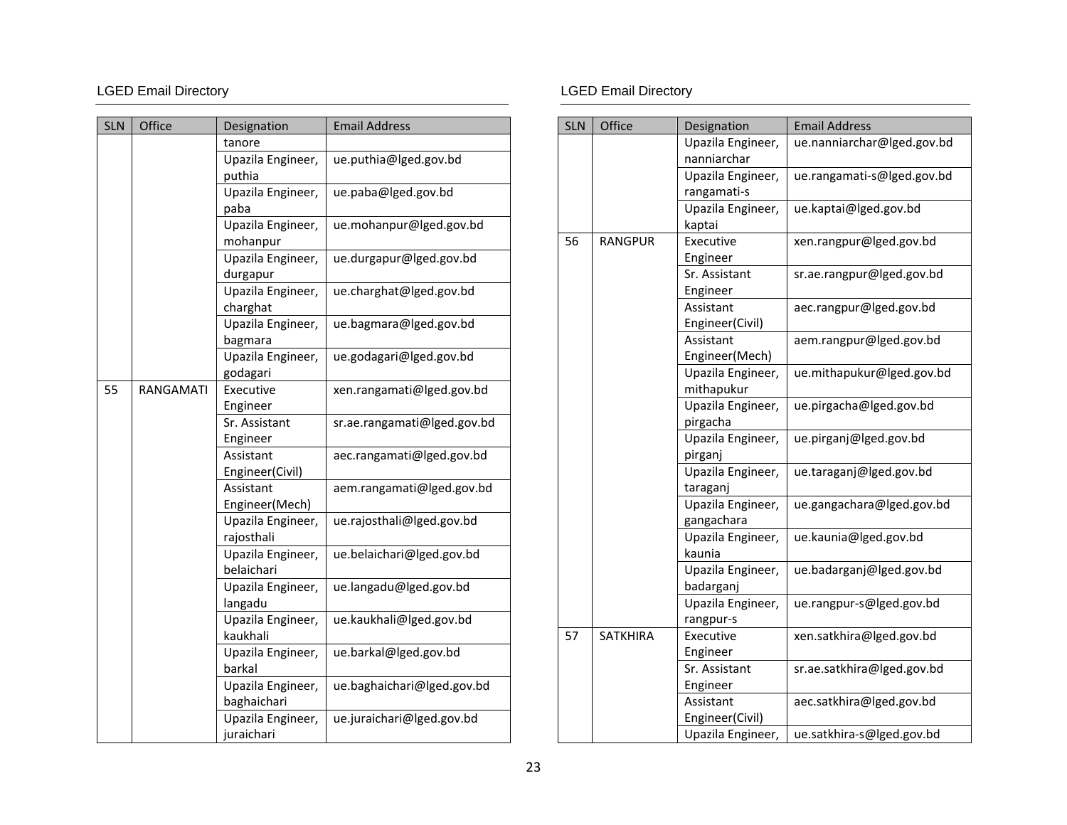| SLN | Office | Designation | Email Address |
|---|---|---|---|
| | | tanore | |
| | | Upazila Engineer, puthia | ue.puthia@lged.gov.bd |
| | | Upazila Engineer, paba | ue.paba@lged.gov.bd |
| | | Upazila Engineer, mohanpur | ue.mohanpur@lged.gov.bd |
| | | Upazila Engineer, durgapur | ue.durgapur@lged.gov.bd |
| | | Upazila Engineer, charghat | ue.charghat@lged.gov.bd |
| | | Upazila Engineer, bagmara | ue.bagmara@lged.gov.bd |
| | | Upazila Engineer, godagari | ue.godagari@lged.gov.bd |
| 55 | RANGAMATI | Executive Engineer | xen.rangamati@lged.gov.bd |
| | | Sr. Assistant Engineer | sr.ae.rangamati@lged.gov.bd |
| | | Assistant Engineer(Civil) | aec.rangamati@lged.gov.bd |
| | | Assistant Engineer(Mech) | aem.rangamati@lged.gov.bd |
| | | Upazila Engineer, rajosthali | ue.rajosthali@lged.gov.bd |
| | | Upazila Engineer, belaichari | ue.belaichari@lged.gov.bd |
| | | Upazila Engineer, langadu | ue.langadu@lged.gov.bd |
| | | Upazila Engineer, kaukhali | ue.kaukhali@lged.gov.bd |
| | | Upazila Engineer, barkal | ue.barkal@lged.gov.bd |
| | | Upazila Engineer, baghaichari | ue.baghaichari@lged.gov.bd |
| | | Upazila Engineer, juraichari | ue.juraichari@lged.gov.bd |
| | | Upazila Engineer, nanniarchar | ue.nanniarchar@lged.gov.bd |
| | | Upazila Engineer, rangamati-s | ue.rangamati-s@lged.gov.bd |
| | | Upazila Engineer, kaptai | ue.kaptai@lged.gov.bd |
| 56 | RANGPUR | Executive Engineer | xen.rangpur@lged.gov.bd |
| | | Sr. Assistant Engineer | sr.ae.rangpur@lged.gov.bd |
| | | Assistant Engineer(Civil) | aec.rangpur@lged.gov.bd |
| | | Assistant Engineer(Mech) | aem.rangpur@lged.gov.bd |
| | | Upazila Engineer, mithapukur | ue.mithapukur@lged.gov.bd |
| | | Upazila Engineer, pirgacha | ue.pirgacha@lged.gov.bd |
| | | Upazila Engineer, pirganj | ue.pirganj@lged.gov.bd |
| | | Upazila Engineer, taraganj | ue.taraganj@lged.gov.bd |
| | | Upazila Engineer, gangachara | ue.gangachara@lged.gov.bd |
| | | Upazila Engineer, kaunia | ue.kaunia@lged.gov.bd |
| | | Upazila Engineer, badarganj | ue.badarganj@lged.gov.bd |
| | | Upazila Engineer, rangpur-s | ue.rangpur-s@lged.gov.bd |
| 57 | SATKHIRA | Executive Engineer | xen.satkhira@lged.gov.bd |
| | | Sr. Assistant Engineer | sr.ae.satkhira@lged.gov.bd |
| | | Assistant Engineer(Civil) | aec.satkhira@lged.gov.bd |
| | | Upazila Engineer, | ue.satkhira-s@lged.gov.bd |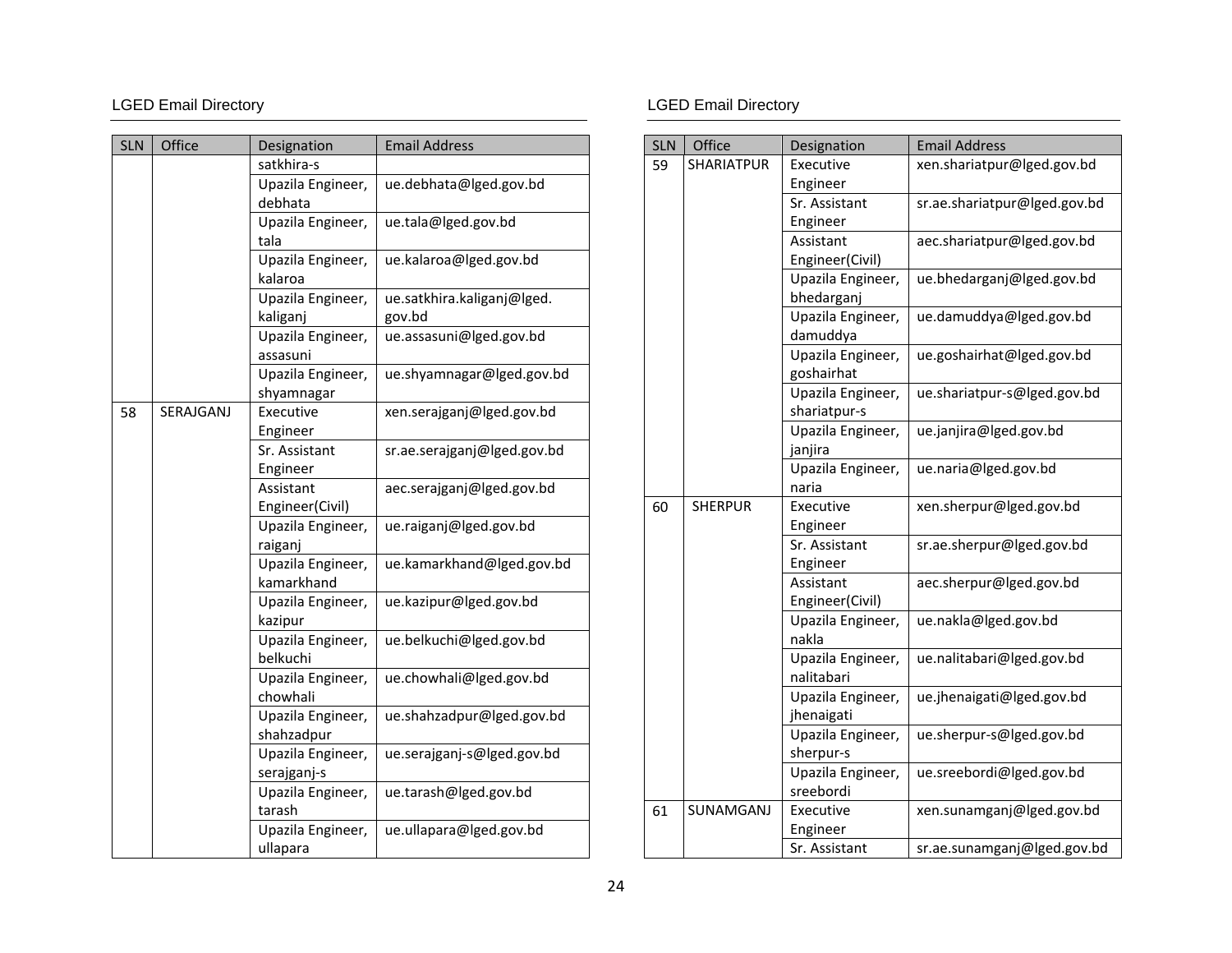| SLN | Office | Designation | Email Address |
|---|---|---|---|
| | | satkhira-s | |
| | | Upazila Engineer, debhata | ue.debhata@lged.gov.bd |
| | | Upazila Engineer, tala | ue.tala@lged.gov.bd |
| | | Upazila Engineer, kalaroa | ue.kalaroa@lged.gov.bd |
| | | Upazila Engineer, kaliganj | ue.satkhira.kaliganj@lged.gov.bd |
| | | Upazila Engineer, assasuni | ue.assasuni@lged.gov.bd |
| | | Upazila Engineer, shyamnagar | ue.shyamnagar@lged.gov.bd |
| 58 | SERAJGANJ | Executive Engineer | xen.serajganj@lged.gov.bd |
| | | Sr. Assistant Engineer | sr.ae.serajganj@lged.gov.bd |
| | | Assistant Engineer(Civil) | aec.serajganj@lged.gov.bd |
| | | Upazila Engineer, raiganj | ue.raiganj@lged.gov.bd |
| | | Upazila Engineer, kamarkhand | ue.kamarkhand@lged.gov.bd |
| | | Upazila Engineer, kazipur | ue.kazipur@lged.gov.bd |
| | | Upazila Engineer, belkuchi | ue.belkuchi@lged.gov.bd |
| | | Upazila Engineer, chowhali | ue.chowhali@lged.gov.bd |
| | | Upazila Engineer, shahzadpur | ue.shahzadpur@lged.gov.bd |
| | | Upazila Engineer, serajganj-s | ue.serajganj-s@lged.gov.bd |
| | | Upazila Engineer, tarash | ue.tarash@lged.gov.bd |
| | | Upazila Engineer, ullapara | ue.ullapara@lged.gov.bd |
| 59 | SHARIATPUR | Executive Engineer | xen.shariatpur@lged.gov.bd |
| | | Sr. Assistant Engineer | sr.ae.shariatpur@lged.gov.bd |
| | | Assistant Engineer(Civil) | aec.shariatpur@lged.gov.bd |
| | | Upazila Engineer, bhedarganj | ue.bhedarganj@lged.gov.bd |
| | | Upazila Engineer, damuddya | ue.damuddya@lged.gov.bd |
| | | Upazila Engineer, goshairhat | ue.goshairhat@lged.gov.bd |
| | | Upazila Engineer, shariatpur-s | ue.shariatpur-s@lged.gov.bd |
| | | Upazila Engineer, janjira | ue.janjira@lged.gov.bd |
| | | Upazila Engineer, naria | ue.naria@lged.gov.bd |
| 60 | SHERPUR | Executive Engineer | xen.sherpur@lged.gov.bd |
| | | Sr. Assistant Engineer | sr.ae.sherpur@lged.gov.bd |
| | | Assistant Engineer(Civil) | aec.sherpur@lged.gov.bd |
| | | Upazila Engineer, nakla | ue.nakla@lged.gov.bd |
| | | Upazila Engineer, nalitabari | ue.nalitabari@lged.gov.bd |
| | | Upazila Engineer, jhenaigati | ue.jhenaigati@lged.gov.bd |
| | | Upazila Engineer, sherpur-s | ue.sherpur-s@lged.gov.bd |
| | | Upazila Engineer, sreebordi | ue.sreebordi@lged.gov.bd |
| 61 | SUNAMGANJ | Executive Engineer | xen.sunamganj@lged.gov.bd |
| | | Sr. Assistant | sr.ae.sunamganj@lged.gov.bd |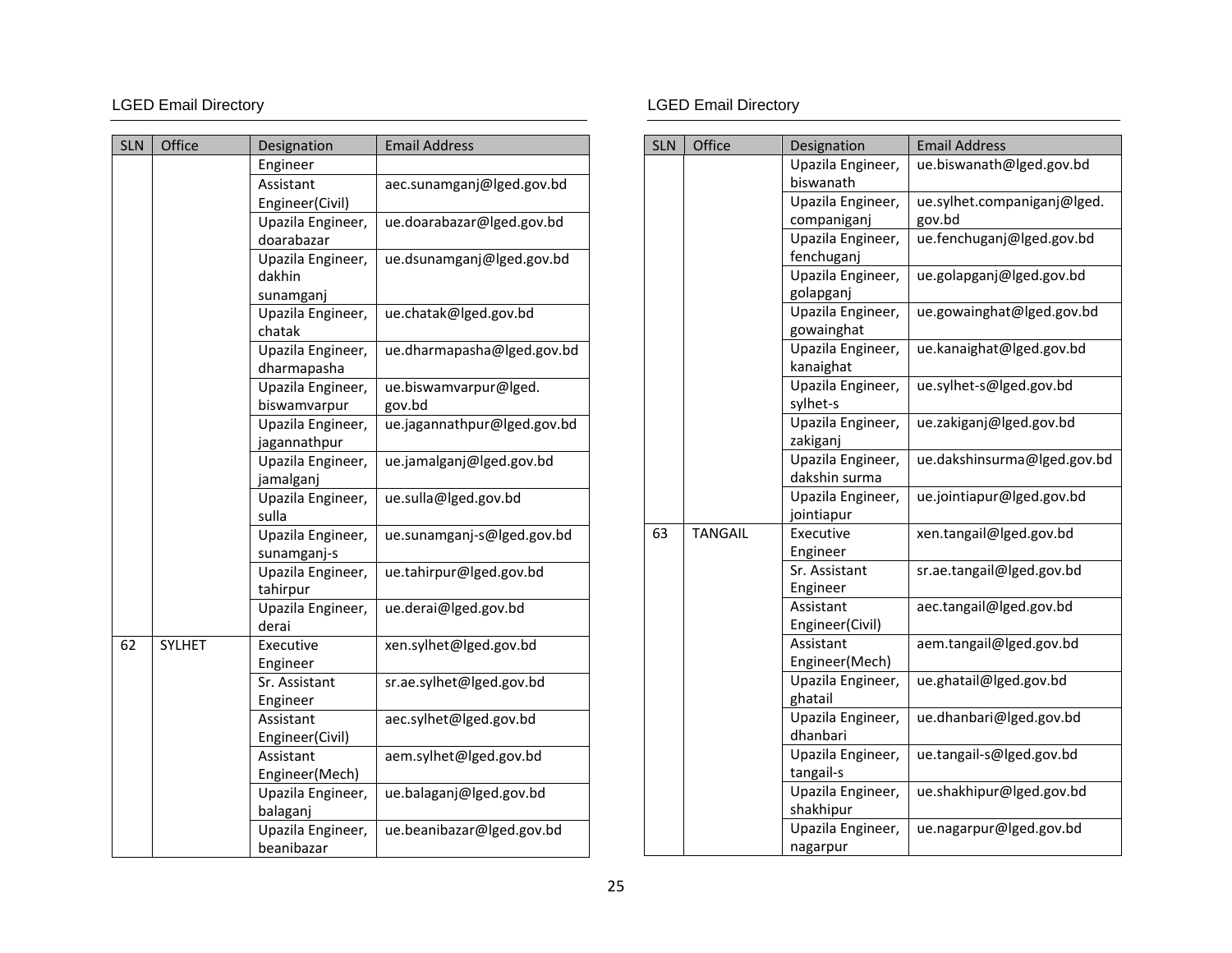| SLN | Office | Designation | Email Address |
|---|---|---|---|
| | | Engineer | |
| | | Assistant Engineer(Civil) | aec.sunamganj@lged.gov.bd |
| | | Upazila Engineer, doarabazar | ue.doarabazar@lged.gov.bd |
| | | Upazila Engineer, dakhin sunamganj | ue.dsunamganj@lged.gov.bd |
| | | Upazila Engineer, chatak | ue.chatak@lged.gov.bd |
| | | Upazila Engineer, dharmapasha | ue.dharmapasha@lged.gov.bd |
| | | Upazila Engineer, biswamvarpur | ue.biswamvarpur@lged.gov.bd |
| | | Upazila Engineer, jagannathpur | ue.jagannathpur@lged.gov.bd |
| | | Upazila Engineer, jamalganj | ue.jamalganj@lged.gov.bd |
| | | Upazila Engineer, sulla | ue.sulla@lged.gov.bd |
| | | Upazila Engineer, sunamganj-s | ue.sunamganj-s@lged.gov.bd |
| | | Upazila Engineer, tahirpur | ue.tahirpur@lged.gov.bd |
| | | Upazila Engineer, derai | ue.derai@lged.gov.bd |
| 62 | SYLHET | Executive Engineer | xen.sylhet@lged.gov.bd |
| | | Sr. Assistant Engineer | sr.ae.sylhet@lged.gov.bd |
| | | Assistant Engineer(Civil) | aec.sylhet@lged.gov.bd |
| | | Assistant Engineer(Mech) | aem.sylhet@lged.gov.bd |
| | | Upazila Engineer, balaganj | ue.balaganj@lged.gov.bd |
| | | Upazila Engineer, beanibazar | ue.beanibazar@lged.gov.bd |
| | | Upazila Engineer, biswanath | ue.biswanath@lged.gov.bd |
| | | Upazila Engineer, companiganj | ue.sylhet.companiganj@lged.gov.bd |
| | | Upazila Engineer, fenchuganj | ue.fenchuganj@lged.gov.bd |
| | | Upazila Engineer, golapganj | ue.golapganj@lged.gov.bd |
| | | Upazila Engineer, gowainghat | ue.gowainghat@lged.gov.bd |
| | | Upazila Engineer, kanaighat | ue.kanaighat@lged.gov.bd |
| | | Upazila Engineer, sylhet-s | ue.sylhet-s@lged.gov.bd |
| | | Upazila Engineer, zakiganj | ue.zakiganj@lged.gov.bd |
| | | Upazila Engineer, dakshin surma | ue.dakshinsurma@lged.gov.bd |
| | | Upazila Engineer, jointiapur | ue.jointiapur@lged.gov.bd |
| 63 | TANGAIL | Executive Engineer | xen.tangail@lged.gov.bd |
| | | Sr. Assistant Engineer | sr.ae.tangail@lged.gov.bd |
| | | Assistant Engineer(Civil) | aec.tangail@lged.gov.bd |
| | | Assistant Engineer(Mech) | aem.tangail@lged.gov.bd |
| | | Upazila Engineer, ghatail | ue.ghatail@lged.gov.bd |
| | | Upazila Engineer, dhanbari | ue.dhanbari@lged.gov.bd |
| | | Upazila Engineer, tangail-s | ue.tangail-s@lged.gov.bd |
| | | Upazila Engineer, shakhipur | ue.shakhipur@lged.gov.bd |
| | | Upazila Engineer, nagarpur | ue.nagarpur@lged.gov.bd |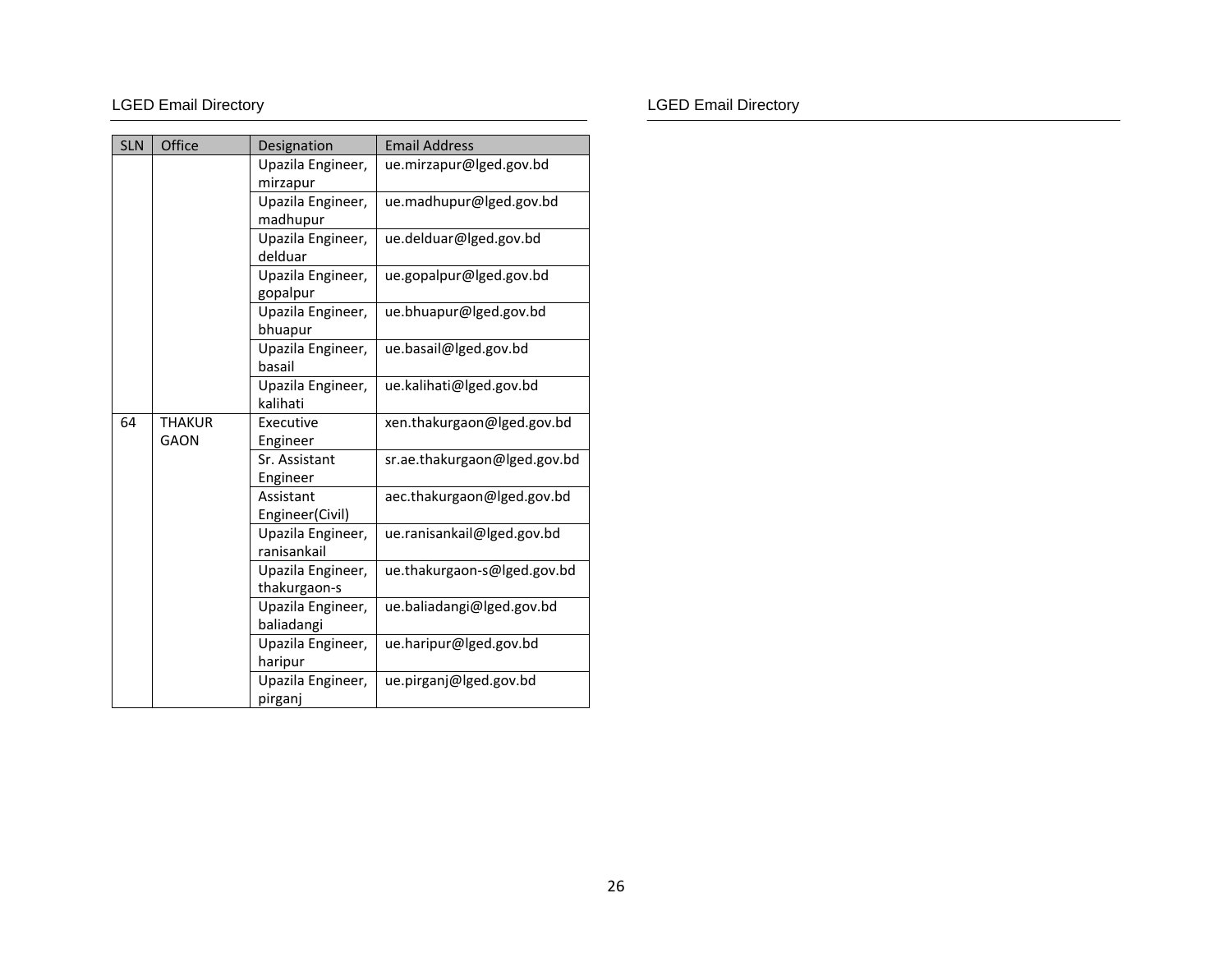| SLN | Office | Designation | Email Address |
|---|---|---|---|
| | | Upazila Engineer, mirzapur | ue.mirzapur@lged.gov.bd |
| | | Upazila Engineer, madhupur | ue.madhupur@lged.gov.bd |
| | | Upazila Engineer, delduar | ue.delduar@lged.gov.bd |
| | | Upazila Engineer, gopalpur | ue.gopalpur@lged.gov.bd |
| | | Upazila Engineer, bhuapur | ue.bhuapur@lged.gov.bd |
| | | Upazila Engineer, basail | ue.basail@lged.gov.bd |
| | | Upazila Engineer, kalihati | ue.kalihati@lged.gov.bd |
| 64 | THAKUR GAON | Executive Engineer | xen.thakurgaon@lged.gov.bd |
| | | Sr. Assistant Engineer | sr.ae.thakurgaon@lged.gov.bd |
| | | Assistant Engineer(Civil) | aec.thakurgaon@lged.gov.bd |
| | | Upazila Engineer, ranisankail | ue.ranisankail@lged.gov.bd |
| | | Upazila Engineer, thakurgaon-s | ue.thakurgaon-s@lged.gov.bd |
| | | Upazila Engineer, baliadangi | ue.baliadangi@lged.gov.bd |
| | | Upazila Engineer, haripur | ue.haripur@lged.gov.bd |
| | | Upazila Engineer, pirganj | ue.pirganj@lged.gov.bd |